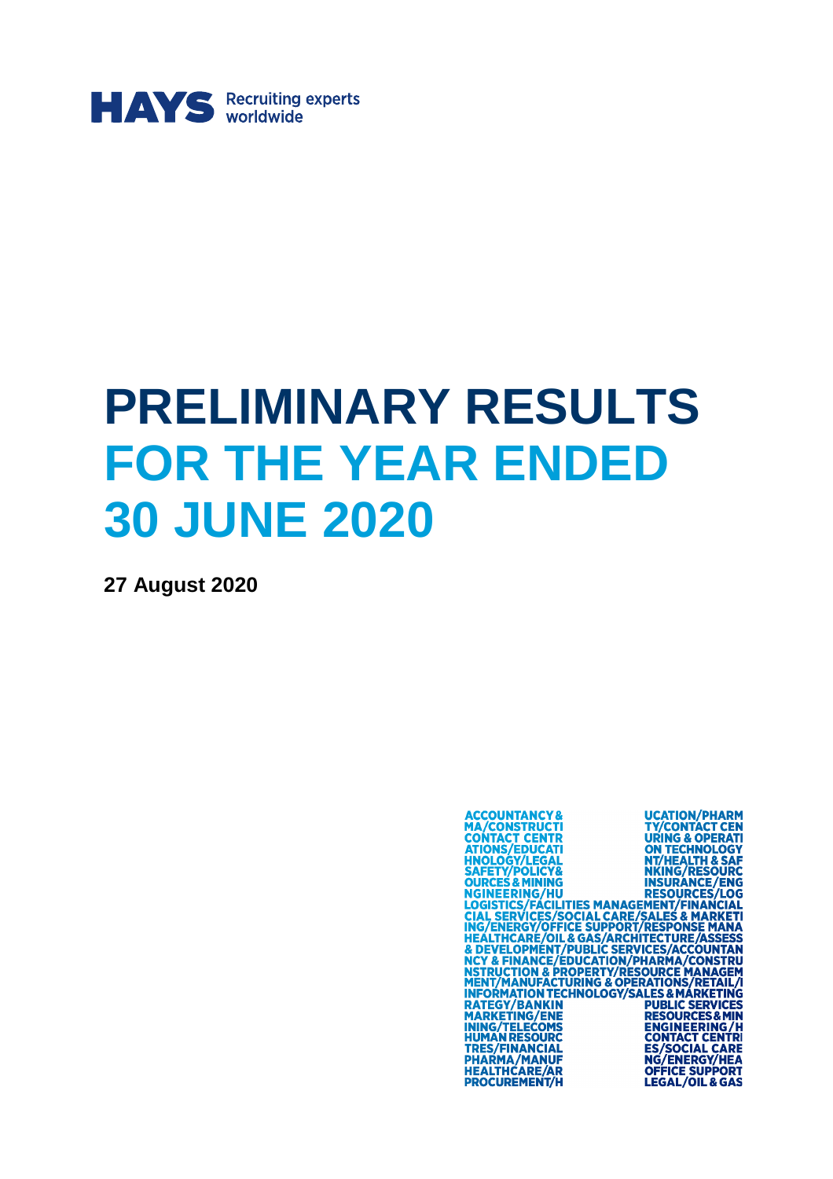HAYS Recruiting experts worldwide

# PRELIMINARY RESULTS FOR THE YEAR ENDED 30 JUNE 2020

**27 August 2020**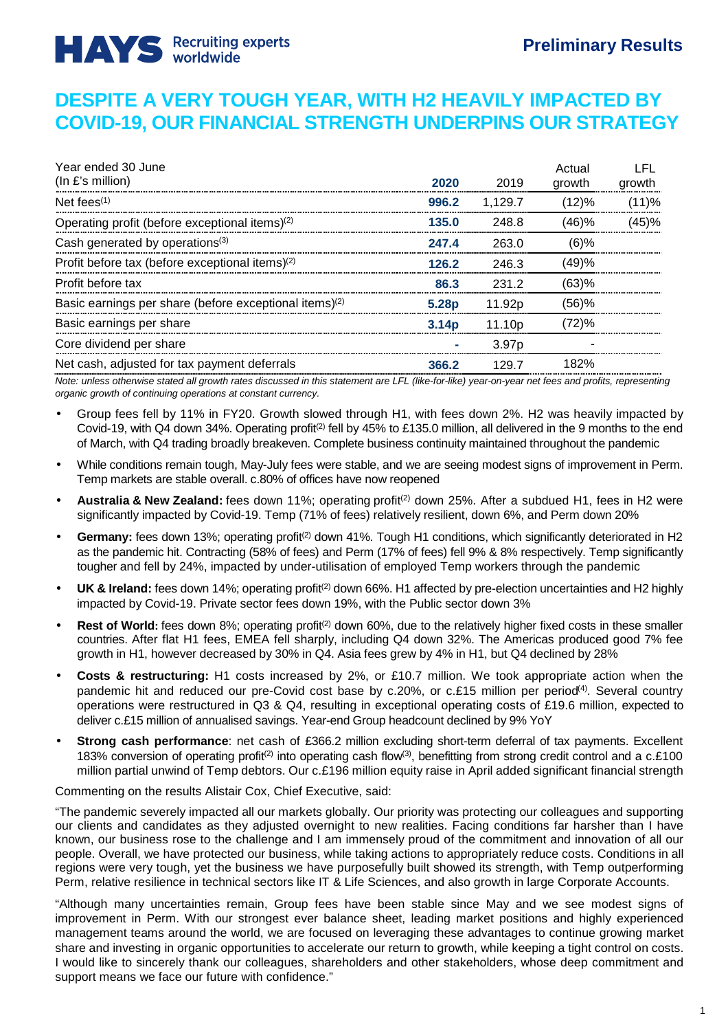HAYS Recruiting experts worldwide

**Preliminary Results**

# DESPITE A VERY TOUGH YEAR, WITH H2 HEAVILY IMPACTED BY COVID-19, OUR FINANCIAL STRENGTH UNDERPINS OUR STRATEGY

| Year ended 30 June (In £'s million) | 2020 | 2019 | Actual growth | LFL growth |
|---|---|---|---|---|
| Net fees[(1)] | **996.2** | 1,129.7 | (12)% | (11)% |
| Operating profit (before exceptional items)[(2)] | **135.0** | 248.8 | (46)% | (45)% |
| Cash generated by operations[(3)] | **247.4** | 263.0 | (6)% | |
| Profit before tax (before exceptional items)[(2)] | **126.2** | 246.3 | (49)% | |
| Profit before tax | **86.3** | 231.2 | (63)% | |
| Basic earnings per share (before exceptional items)[(2)] | **5.28p** | 11.92p | (56)% | |
| Basic earnings per share | **3.14p** | 11.10p | (72)% | |
| Core dividend per share | **-** | 3.97p | - | |
| Net cash, adjusted for tax payment deferrals | **366.2** | 129.7 | 182% | |

*Note: unless otherwise stated all growth rates discussed in this statement are LFL (like-for-like) year-on-year net fees and profits, representing organic growth of continuing operations at constant currency.*

- Group fees fell by 11% in FY20. Growth slowed through H1, with fees down 2%. H2 was heavily impacted by Covid-19, with Q4 down 34%. Operating profit[(2)] fell by 45% to £135.0 million, all delivered in the 9 months to the end of March, with Q4 trading broadly breakeven. Complete business continuity maintained throughout the pandemic
- While conditions remain tough, May-July fees were stable, and we are seeing modest signs of improvement in Perm. Temp markets are stable overall. c.80% of offices have now reopened
- **Australia & New Zealand:** fees down 11%; operating profit[(2)] down 25%. After a subdued H1, fees in H2 were significantly impacted by Covid-19. Temp (71% of fees) relatively resilient, down 6%, and Perm down 20%
- **Germany:** fees down 13%; operating profit[(2)] down 41%. Tough H1 conditions, which significantly deteriorated in H2 as the pandemic hit. Contracting (58% of fees) and Perm (17% of fees) fell 9% & 8% respectively. Temp significantly tougher and fell by 24%, impacted by under-utilisation of employed Temp workers through the pandemic
- **UK & Ireland:** fees down 14%; operating profit[(2)] down 66%. H1 affected by pre-election uncertainties and H2 highly impacted by Covid-19. Private sector fees down 19%, with the Public sector down 3%
- **Rest of World:** fees down 8%; operating profit[(2)] down 60%, due to the relatively higher fixed costs in these smaller countries. After flat H1 fees, EMEA fell sharply, including Q4 down 32%. The Americas produced good 7% fee growth in H1, however decreased by 30% in Q4. Asia fees grew by 4% in H1, but Q4 declined by 28%
- **Costs & restructuring:** H1 costs increased by 2%, or £10.7 million. We took appropriate action when the pandemic hit and reduced our pre-Covid cost base by c.20%, or c.£15 million per period[(4)]. Several country operations were restructured in Q3 & Q4, resulting in exceptional operating costs of £19.6 million, expected to deliver c.£15 million of annualised savings. Year-end Group headcount declined by 9% YoY
- **Strong cash performance**: net cash of £366.2 million excluding short-term deferral of tax payments. Excellent 183% conversion of operating profit[(2)] into operating cash flow[(3)], benefitting from strong credit control and a c.£100 million partial unwind of Temp debtors. Our c.£196 million equity raise in April added significant financial strength

Commenting on the results Alistair Cox, Chief Executive, said:

"The pandemic severely impacted all our markets globally. Our priority was protecting our colleagues and supporting our clients and candidates as they adjusted overnight to new realities. Facing conditions far harsher than I have known, our business rose to the challenge and I am immensely proud of the commitment and innovation of all our people. Overall, we have protected our business, while taking actions to appropriately reduce costs. Conditions in all regions were very tough, yet the business we have purposefully built showed its strength, with Temp outperforming Perm, relative resilience in technical sectors like IT & Life Sciences, and also growth in large Corporate Accounts.

"Although many uncertainties remain, Group fees have been stable since May and we see modest signs of improvement in Perm. With our strongest ever balance sheet, leading market positions and highly experienced management teams around the world, we are focused on leveraging these advantages to continue growing market share and investing in organic opportunities to accelerate our return to growth, while keeping a tight control on costs. I would like to sincerely thank our colleagues, shareholders and other stakeholders, whose deep commitment and support means we face our future with confidence."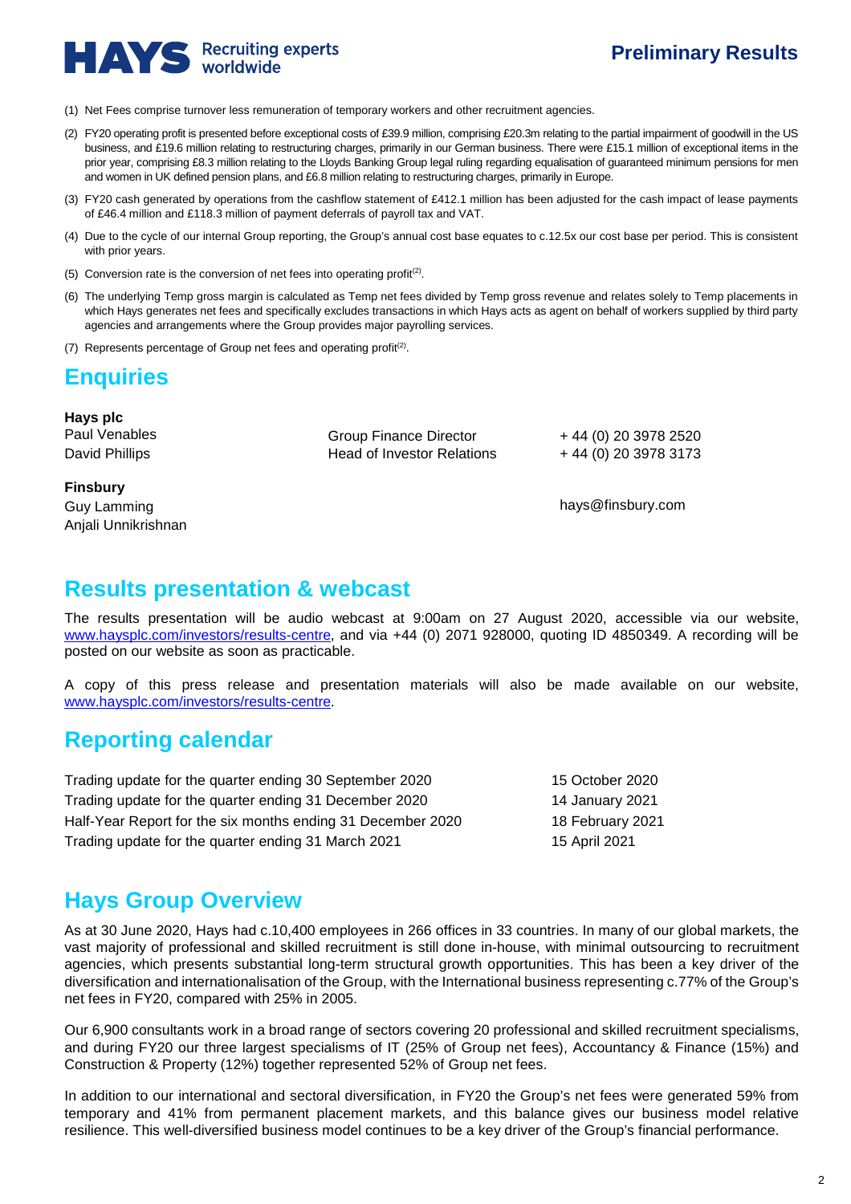(1) Net Fees comprise turnover less remuneration of temporary workers and other recruitment agencies.

(2) FY20 operating profit is presented before exceptional costs of £39.9 million, comprising £20.3m relating to the partial impairment of goodwill in the US business, and £19.6 million relating to restructuring charges, primarily in our German business. There were £15.1 million of exceptional items in the prior year, comprising £8.3 million relating to the Lloyds Banking Group legal ruling regarding equalisation of guaranteed minimum pensions for men and women in UK defined pension plans, and £6.8 million relating to restructuring charges, primarily in Europe.

(3) FY20 cash generated by operations from the cashflow statement of £412.1 million has been adjusted for the cash impact of lease payments of £46.4 million and £118.3 million of payment deferrals of payroll tax and VAT.

(4) Due to the cycle of our internal Group reporting, the Group's annual cost base equates to c.12.5x our cost base per period. This is consistent with prior years.

(5) Conversion rate is the conversion of net fees into operating profit(2).

(6) The underlying Temp gross margin is calculated as Temp net fees divided by Temp gross revenue and relates solely to Temp placements in which Hays generates net fees and specifically excludes transactions in which Hays acts as agent on behalf of workers supplied by third party agencies and arrangements where the Group provides major payrolling services.

(7) Represents percentage of Group net fees and operating profit(2).

## Enquiries

**Hays plc**

| | | |
|---|---|---|
| Paul Venables | Group Finance Director | + 44 (0) 20 3978 2520 |
| David Phillips | Head of Investor Relations | + 44 (0) 20 3978 3173 |

**Finsbury**

Guy Lamming
Anjali Unnikrishnan

hays@finsbury.com

## Results presentation & webcast

The results presentation will be audio webcast at 9:00am on 27 August 2020, accessible via our website, www.haysplc.com/investors/results-centre, and via +44 (0) 2071 928000, quoting ID 4850349. A recording will be posted on our website as soon as practicable.

A copy of this press release and presentation materials will also be made available on our website, www.haysplc.com/investors/results-centre.

## Reporting calendar

| | |
|---|---|
| Trading update for the quarter ending 30 September 2020 | 15 October 2020 |
| Trading update for the quarter ending 31 December 2020 | 14 January 2021 |
| Half-Year Report for the six months ending 31 December 2020 | 18 February 2021 |
| Trading update for the quarter ending 31 March 2021 | 15 April 2021 |

## Hays Group Overview

As at 30 June 2020, Hays had c.10,400 employees in 266 offices in 33 countries. In many of our global markets, the vast majority of professional and skilled recruitment is still done in-house, with minimal outsourcing to recruitment agencies, which presents substantial long-term structural growth opportunities. This has been a key driver of the diversification and internationalisation of the Group, with the International business representing c.77% of the Group's net fees in FY20, compared with 25% in 2005.

Our 6,900 consultants work in a broad range of sectors covering 20 professional and skilled recruitment specialisms, and during FY20 our three largest specialisms of IT (25% of Group net fees), Accountancy & Finance (15%) and Construction & Property (12%) together represented 52% of Group net fees.

In addition to our international and sectoral diversification, in FY20 the Group's net fees were generated 59% from temporary and 41% from permanent placement markets, and this balance gives our business model relative resilience. This well-diversified business model continues to be a key driver of the Group's financial performance.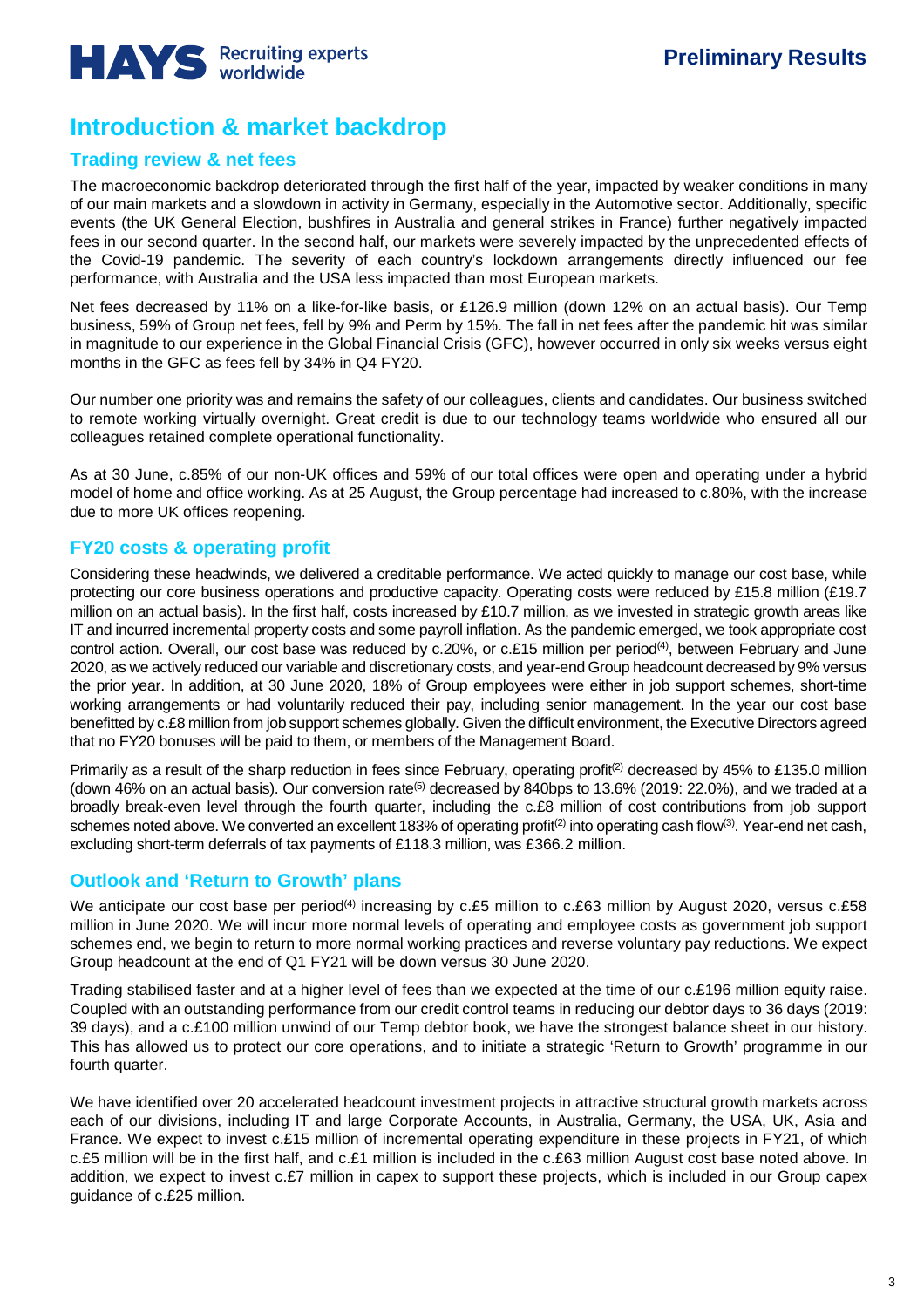# Introduction & market backdrop

## Trading review & net fees

The macroeconomic backdrop deteriorated through the first half of the year, impacted by weaker conditions in many of our main markets and a slowdown in activity in Germany, especially in the Automotive sector. Additionally, specific events (the UK General Election, bushfires in Australia and general strikes in France) further negatively impacted fees in our second quarter. In the second half, our markets were severely impacted by the unprecedented effects of the Covid-19 pandemic. The severity of each country's lockdown arrangements directly influenced our fee performance, with Australia and the USA less impacted than most European markets.

Net fees decreased by 11% on a like-for-like basis, or £126.9 million (down 12% on an actual basis). Our Temp business, 59% of Group net fees, fell by 9% and Perm by 15%. The fall in net fees after the pandemic hit was similar in magnitude to our experience in the Global Financial Crisis (GFC), however occurred in only six weeks versus eight months in the GFC as fees fell by 34% in Q4 FY20.

Our number one priority was and remains the safety of our colleagues, clients and candidates. Our business switched to remote working virtually overnight. Great credit is due to our technology teams worldwide who ensured all our colleagues retained complete operational functionality.

As at 30 June, c.85% of our non-UK offices and 59% of our total offices were open and operating under a hybrid model of home and office working. As at 25 August, the Group percentage had increased to c.80%, with the increase due to more UK offices reopening.

## FY20 costs & operating profit

Considering these headwinds, we delivered a creditable performance. We acted quickly to manage our cost base, while protecting our core business operations and productive capacity. Operating costs were reduced by £15.8 million (£19.7 million on an actual basis). In the first half, costs increased by £10.7 million, as we invested in strategic growth areas like IT and incurred incremental property costs and some payroll inflation. As the pandemic emerged, we took appropriate cost control action. Overall, our cost base was reduced by c.20%, or c.£15 million per period[4], between February and June 2020, as we actively reduced our variable and discretionary costs, and year-end Group headcount decreased by 9% versus the prior year. In addition, at 30 June 2020, 18% of Group employees were either in job support schemes, short-time working arrangements or had voluntarily reduced their pay, including senior management. In the year our cost base benefitted by c.£8 million from job support schemes globally. Given the difficult environment, the Executive Directors agreed that no FY20 bonuses will be paid to them, or members of the Management Board.

Primarily as a result of the sharp reduction in fees since February, operating profit[2] decreased by 45% to £135.0 million (down 46% on an actual basis). Our conversion rate[5] decreased by 840bps to 13.6% (2019: 22.0%), and we traded at a broadly break-even level through the fourth quarter, including the c.£8 million of cost contributions from job support schemes noted above. We converted an excellent 183% of operating profit[2] into operating cash flow[3]. Year-end net cash, excluding short-term deferrals of tax payments of £118.3 million, was £366.2 million.

## Outlook and 'Return to Growth' plans

We anticipate our cost base per period[4] increasing by c.£5 million to c.£63 million by August 2020, versus c.£58 million in June 2020. We will incur more normal levels of operating and employee costs as government job support schemes end, we begin to return to more normal working practices and reverse voluntary pay reductions. We expect Group headcount at the end of Q1 FY21 will be down versus 30 June 2020.

Trading stabilised faster and at a higher level of fees than we expected at the time of our c.£196 million equity raise. Coupled with an outstanding performance from our credit control teams in reducing our debtor days to 36 days (2019: 39 days), and a c.£100 million unwind of our Temp debtor book, we have the strongest balance sheet in our history. This has allowed us to protect our core operations, and to initiate a strategic 'Return to Growth' programme in our fourth quarter.

We have identified over 20 accelerated headcount investment projects in attractive structural growth markets across each of our divisions, including IT and large Corporate Accounts, in Australia, Germany, the USA, UK, Asia and France. We expect to invest c.£15 million of incremental operating expenditure in these projects in FY21, of which c.£5 million will be in the first half, and c.£1 million is included in the c.£63 million August cost base noted above. In addition, we expect to invest c.£7 million in capex to support these projects, which is included in our Group capex guidance of c.£25 million.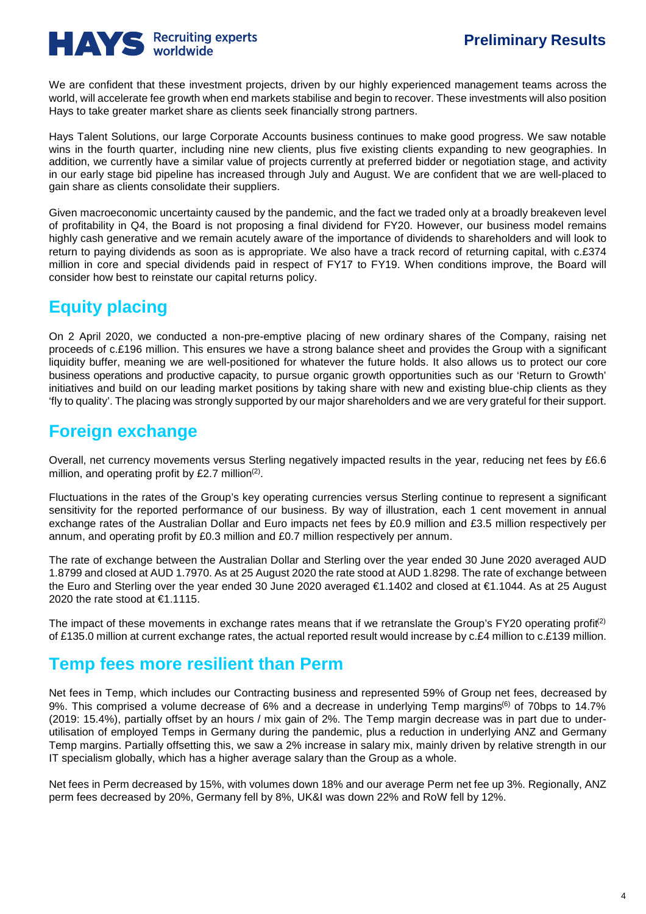We are confident that these investment projects, driven by our highly experienced management teams across the world, will accelerate fee growth when end markets stabilise and begin to recover. These investments will also position Hays to take greater market share as clients seek financially strong partners.

Hays Talent Solutions, our large Corporate Accounts business continues to make good progress. We saw notable wins in the fourth quarter, including nine new clients, plus five existing clients expanding to new geographies. In addition, we currently have a similar value of projects currently at preferred bidder or negotiation stage, and activity in our early stage bid pipeline has increased through July and August. We are confident that we are well-placed to gain share as clients consolidate their suppliers.

Given macroeconomic uncertainty caused by the pandemic, and the fact we traded only at a broadly breakeven level of profitability in Q4, the Board is not proposing a final dividend for FY20. However, our business model remains highly cash generative and we remain acutely aware of the importance of dividends to shareholders and will look to return to paying dividends as soon as is appropriate. We also have a track record of returning capital, with c.£374 million in core and special dividends paid in respect of FY17 to FY19. When conditions improve, the Board will consider how best to reinstate our capital returns policy.

## Equity placing

On 2 April 2020, we conducted a non-pre-emptive placing of new ordinary shares of the Company, raising net proceeds of c.£196 million. This ensures we have a strong balance sheet and provides the Group with a significant liquidity buffer, meaning we are well-positioned for whatever the future holds. It also allows us to protect our core business operations and productive capacity, to pursue organic growth opportunities such as our 'Return to Growth' initiatives and build on our leading market positions by taking share with new and existing blue-chip clients as they 'fly to quality'. The placing was strongly supported by our major shareholders and we are very grateful for their support.

## Foreign exchange

Overall, net currency movements versus Sterling negatively impacted results in the year, reducing net fees by £6.6 million, and operating profit by £2.7 million[(2)].

Fluctuations in the rates of the Group's key operating currencies versus Sterling continue to represent a significant sensitivity for the reported performance of our business. By way of illustration, each 1 cent movement in annual exchange rates of the Australian Dollar and Euro impacts net fees by £0.9 million and £3.5 million respectively per annum, and operating profit by £0.3 million and £0.7 million respectively per annum.

The rate of exchange between the Australian Dollar and Sterling over the year ended 30 June 2020 averaged AUD 1.8799 and closed at AUD 1.7970. As at 25 August 2020 the rate stood at AUD 1.8298. The rate of exchange between the Euro and Sterling over the year ended 30 June 2020 averaged €1.1402 and closed at €1.1044. As at 25 August 2020 the rate stood at €1.1115.

The impact of these movements in exchange rates means that if we retranslate the Group's FY20 operating profit[(2)] of £135.0 million at current exchange rates, the actual reported result would increase by c.£4 million to c.£139 million.

## Temp fees more resilient than Perm

Net fees in Temp, which includes our Contracting business and represented 59% of Group net fees, decreased by 9%. This comprised a volume decrease of 6% and a decrease in underlying Temp margins[(6)] of 70bps to 14.7% (2019: 15.4%), partially offset by an hours / mix gain of 2%. The Temp margin decrease was in part due to under-utilisation of employed Temps in Germany during the pandemic, plus a reduction in underlying ANZ and Germany Temp margins. Partially offsetting this, we saw a 2% increase in salary mix, mainly driven by relative strength in our IT specialism globally, which has a higher average salary than the Group as a whole.

Net fees in Perm decreased by 15%, with volumes down 18% and our average Perm net fee up 3%. Regionally, ANZ perm fees decreased by 20%, Germany fell by 8%, UK&I was down 22% and RoW fell by 12%.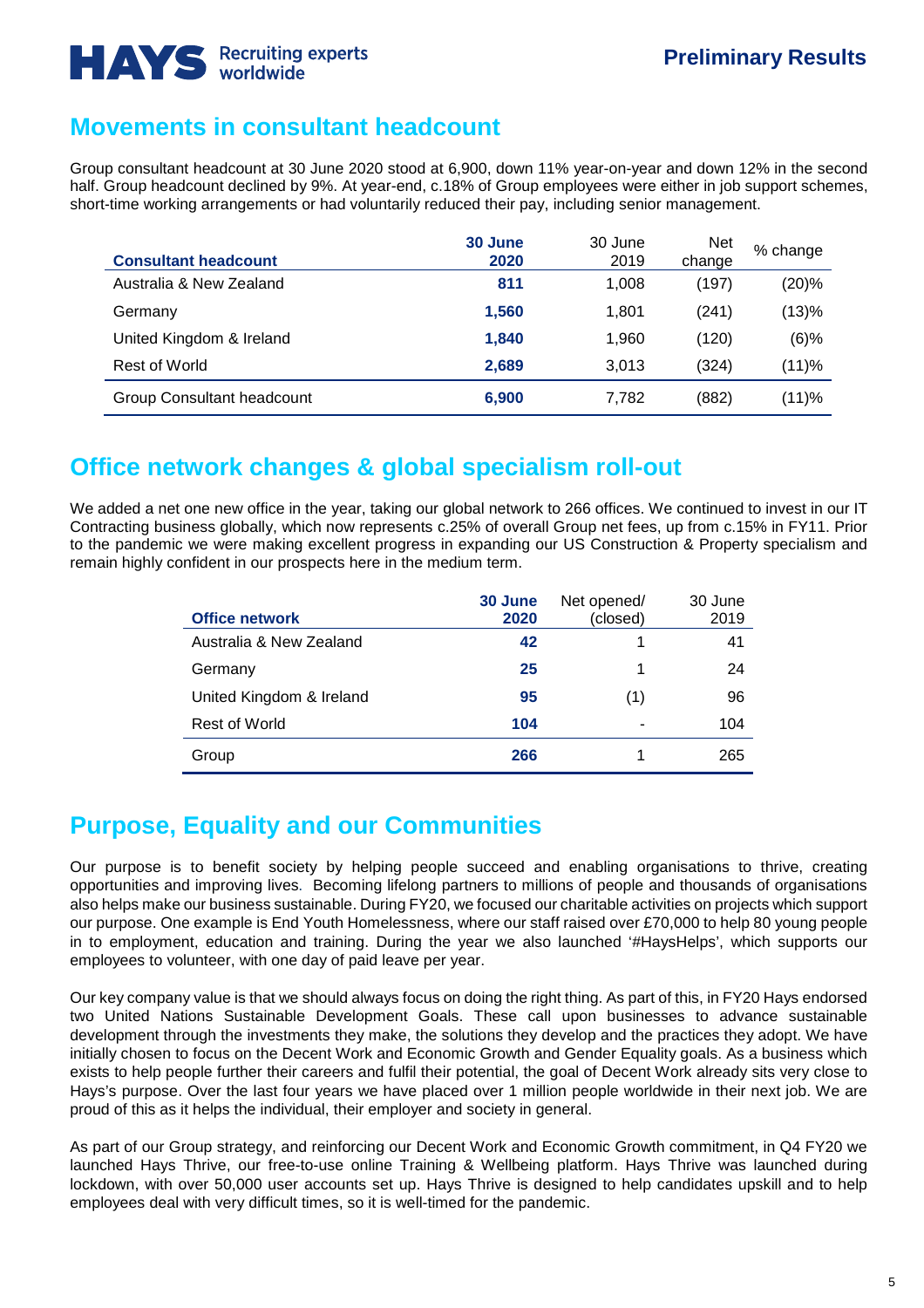## Movements in consultant headcount

Group consultant headcount at 30 June 2020 stood at 6,900, down 11% year-on-year and down 12% in the second half. Group headcount declined by 9%. At year-end, c.18% of Group employees were either in job support schemes, short-time working arrangements or had voluntarily reduced their pay, including senior management.

| Consultant headcount | 30 June 2020 | 30 June 2019 | Net change | % change |
|---|---|---|---|---|
| Australia & New Zealand | **811** | 1,008 | (197) | (20)% |
| Germany | **1,560** | 1,801 | (241) | (13)% |
| United Kingdom & Ireland | **1,840** | 1,960 | (120) | (6)% |
| Rest of World | **2,689** | 3,013 | (324) | (11)% |
| Group Consultant headcount | **6,900** | 7,782 | (882) | (11)% |

## Office network changes & global specialism roll-out

We added a net one new office in the year, taking our global network to 266 offices. We continued to invest in our IT Contracting business globally, which now represents c.25% of overall Group net fees, up from c.15% in FY11. Prior to the pandemic we were making excellent progress in expanding our US Construction & Property specialism and remain highly confident in our prospects here in the medium term.

| Office network | 30 June 2020 | Net opened/ (closed) | 30 June 2019 |
|---|---|---|---|
| Australia & New Zealand | **42** | 1 | 41 |
| Germany | **25** | 1 | 24 |
| United Kingdom & Ireland | **95** | (1) | 96 |
| Rest of World | **104** | - | 104 |
| Group | **266** | 1 | 265 |

## Purpose, Equality and our Communities

Our purpose is to benefit society by helping people succeed and enabling organisations to thrive, creating opportunities and improving lives. Becoming lifelong partners to millions of people and thousands of organisations also helps make our business sustainable. During FY20, we focused our charitable activities on projects which support our purpose. One example is End Youth Homelessness, where our staff raised over £70,000 to help 80 young people in to employment, education and training. During the year we also launched '#HaysHelps', which supports our employees to volunteer, with one day of paid leave per year.

Our key company value is that we should always focus on doing the right thing. As part of this, in FY20 Hays endorsed two United Nations Sustainable Development Goals. These call upon businesses to advance sustainable development through the investments they make, the solutions they develop and the practices they adopt. We have initially chosen to focus on the Decent Work and Economic Growth and Gender Equality goals. As a business which exists to help people further their careers and fulfil their potential, the goal of Decent Work already sits very close to Hays's purpose. Over the last four years we have placed over 1 million people worldwide in their next job. We are proud of this as it helps the individual, their employer and society in general.

As part of our Group strategy, and reinforcing our Decent Work and Economic Growth commitment, in Q4 FY20 we launched Hays Thrive, our free-to-use online Training & Wellbeing platform. Hays Thrive was launched during lockdown, with over 50,000 user accounts set up. Hays Thrive is designed to help candidates upskill and to help employees deal with very difficult times, so it is well-timed for the pandemic.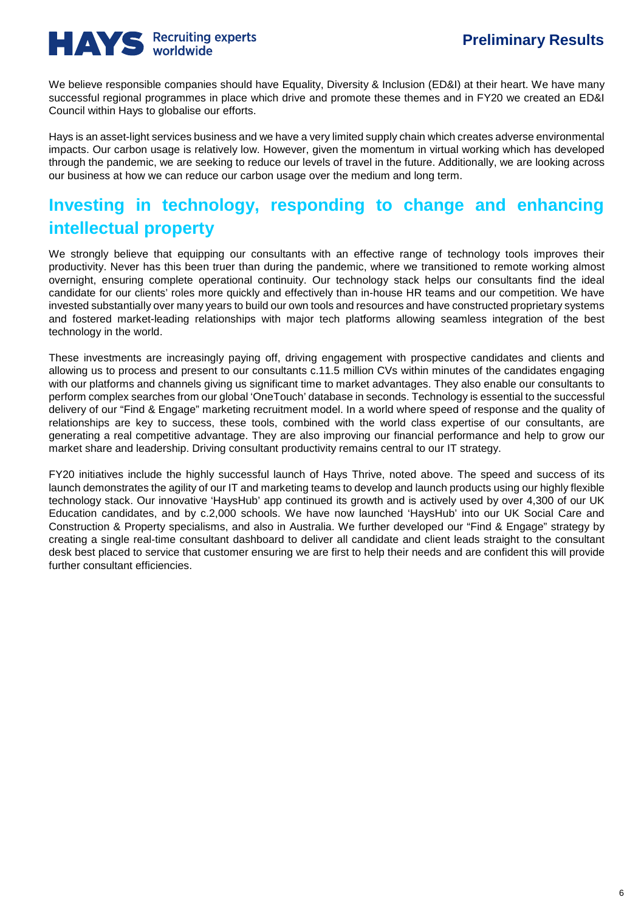We believe responsible companies should have Equality, Diversity & Inclusion (ED&I) at their heart. We have many successful regional programmes in place which drive and promote these themes and in FY20 we created an ED&I Council within Hays to globalise our efforts.

Hays is an asset-light services business and we have a very limited supply chain which creates adverse environmental impacts. Our carbon usage is relatively low. However, given the momentum in virtual working which has developed through the pandemic, we are seeking to reduce our levels of travel in the future. Additionally, we are looking across our business at how we can reduce our carbon usage over the medium and long term.

## Investing in technology, responding to change and enhancing intellectual property

We strongly believe that equipping our consultants with an effective range of technology tools improves their productivity. Never has this been truer than during the pandemic, where we transitioned to remote working almost overnight, ensuring complete operational continuity. Our technology stack helps our consultants find the ideal candidate for our clients' roles more quickly and effectively than in-house HR teams and our competition. We have invested substantially over many years to build our own tools and resources and have constructed proprietary systems and fostered market-leading relationships with major tech platforms allowing seamless integration of the best technology in the world.

These investments are increasingly paying off, driving engagement with prospective candidates and clients and allowing us to process and present to our consultants c.11.5 million CVs within minutes of the candidates engaging with our platforms and channels giving us significant time to market advantages. They also enable our consultants to perform complex searches from our global 'OneTouch' database in seconds. Technology is essential to the successful delivery of our "Find & Engage" marketing recruitment model. In a world where speed of response and the quality of relationships are key to success, these tools, combined with the world class expertise of our consultants, are generating a real competitive advantage. They are also improving our financial performance and help to grow our market share and leadership. Driving consultant productivity remains central to our IT strategy.

FY20 initiatives include the highly successful launch of Hays Thrive, noted above. The speed and success of its launch demonstrates the agility of our IT and marketing teams to develop and launch products using our highly flexible technology stack. Our innovative 'HaysHub' app continued its growth and is actively used by over 4,300 of our UK Education candidates, and by c.2,000 schools. We have now launched 'HaysHub' into our UK Social Care and Construction & Property specialisms, and also in Australia. We further developed our "Find & Engage" strategy by creating a single real-time consultant dashboard to deliver all candidate and client leads straight to the consultant desk best placed to service that customer ensuring we are first to help their needs and are confident this will provide further consultant efficiencies.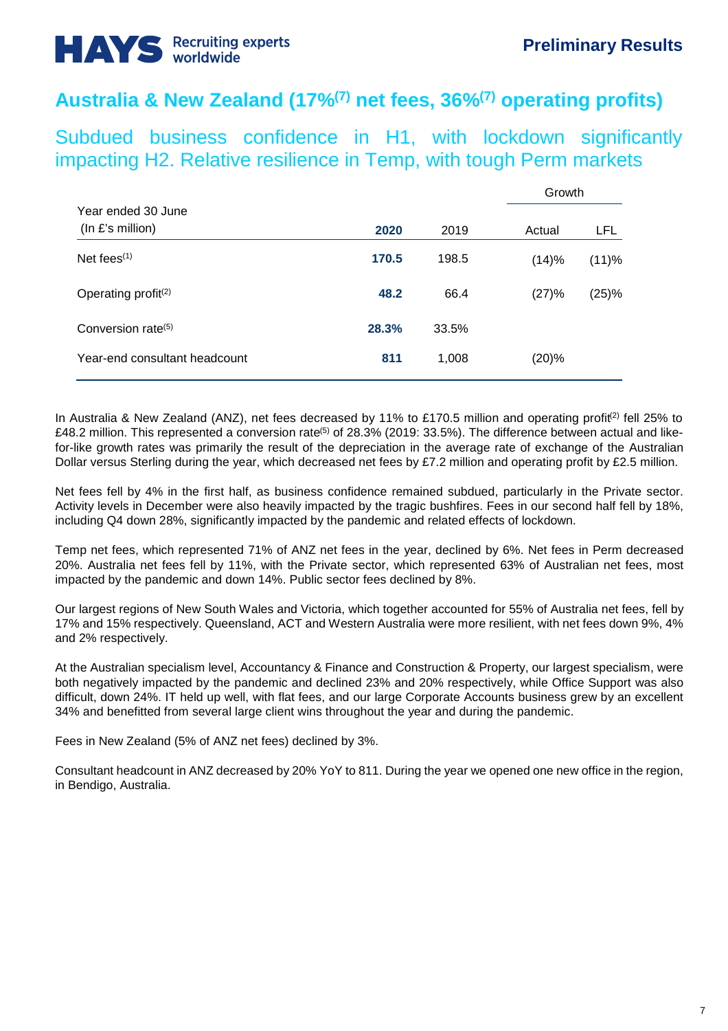## Australia & New Zealand (17%[7] net fees, 36%[7] operating profits)

### Subdued business confidence in H1, with lockdown significantly impacting H2. Relative resilience in Temp, with tough Perm markets

| Year ended 30 June (In £'s million) | 2020 | 2019 | Growth | |
|---|---|---|---|---|
| | | | Actual | LFL |
| Net fees[1] | **170.5** | 198.5 | (14)% | (11)% |
| Operating profit[2] | **48.2** | 66.4 | (27)% | (25)% |
| Conversion rate[5] | **28.3%** | 33.5% | | |
| Year-end consultant headcount | **811** | 1,008 | (20)% | |

In Australia & New Zealand (ANZ), net fees decreased by 11% to £170.5 million and operating profit[2] fell 25% to £48.2 million. This represented a conversion rate[5] of 28.3% (2019: 33.5%). The difference between actual and like-for-like growth rates was primarily the result of the depreciation in the average rate of exchange of the Australian Dollar versus Sterling during the year, which decreased net fees by £7.2 million and operating profit by £2.5 million.

Net fees fell by 4% in the first half, as business confidence remained subdued, particularly in the Private sector. Activity levels in December were also heavily impacted by the tragic bushfires. Fees in our second half fell by 18%, including Q4 down 28%, significantly impacted by the pandemic and related effects of lockdown.

Temp net fees, which represented 71% of ANZ net fees in the year, declined by 6%. Net fees in Perm decreased 20%. Australia net fees fell by 11%, with the Private sector, which represented 63% of Australian net fees, most impacted by the pandemic and down 14%. Public sector fees declined by 8%.

Our largest regions of New South Wales and Victoria, which together accounted for 55% of Australia net fees, fell by 17% and 15% respectively. Queensland, ACT and Western Australia were more resilient, with net fees down 9%, 4% and 2% respectively.

At the Australian specialism level, Accountancy & Finance and Construction & Property, our largest specialism, were both negatively impacted by the pandemic and declined 23% and 20% respectively, while Office Support was also difficult, down 24%. IT held up well, with flat fees, and our large Corporate Accounts business grew by an excellent 34% and benefitted from several large client wins throughout the year and during the pandemic.

Fees in New Zealand (5% of ANZ net fees) declined by 3%.

Consultant headcount in ANZ decreased by 20% YoY to 811. During the year we opened one new office in the region, in Bendigo, Australia.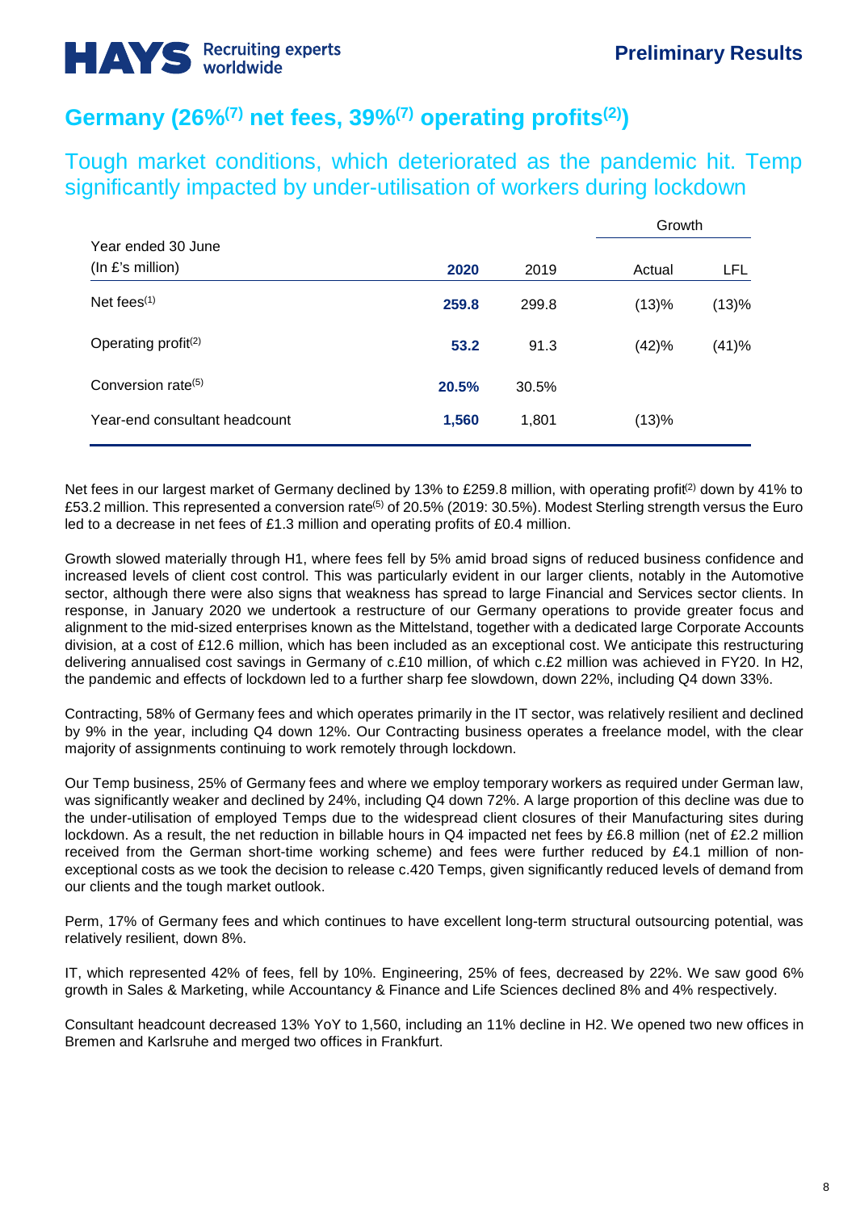## Germany (26%[7] net fees, 39%[7] operating profits[2])

### Tough market conditions, which deteriorated as the pandemic hit. Temp significantly impacted by under-utilisation of workers during lockdown

| Year ended 30 June (In £'s million) | 2020 | 2019 | Growth | |
|---|---|---|---|---|
| | | | Actual | LFL |
| Net fees[1] | **259.8** | 299.8 | (13)% | (13)% |
| Operating profit[2] | **53.2** | 91.3 | (42)% | (41)% |
| Conversion rate[5] | **20.5%** | 30.5% | | |
| Year-end consultant headcount | **1,560** | 1,801 | (13)% | |

Net fees in our largest market of Germany declined by 13% to £259.8 million, with operating profit[2] down by 41% to £53.2 million. This represented a conversion rate[5] of 20.5% (2019: 30.5%). Modest Sterling strength versus the Euro led to a decrease in net fees of £1.3 million and operating profits of £0.4 million.

Growth slowed materially through H1, where fees fell by 5% amid broad signs of reduced business confidence and increased levels of client cost control. This was particularly evident in our larger clients, notably in the Automotive sector, although there were also signs that weakness has spread to large Financial and Services sector clients. In response, in January 2020 we undertook a restructure of our Germany operations to provide greater focus and alignment to the mid-sized enterprises known as the Mittelstand, together with a dedicated large Corporate Accounts division, at a cost of £12.6 million, which has been included as an exceptional cost. We anticipate this restructuring delivering annualised cost savings in Germany of c.£10 million, of which c.£2 million was achieved in FY20. In H2, the pandemic and effects of lockdown led to a further sharp fee slowdown, down 22%, including Q4 down 33%.

Contracting, 58% of Germany fees and which operates primarily in the IT sector, was relatively resilient and declined by 9% in the year, including Q4 down 12%. Our Contracting business operates a freelance model, with the clear majority of assignments continuing to work remotely through lockdown.

Our Temp business, 25% of Germany fees and where we employ temporary workers as required under German law, was significantly weaker and declined by 24%, including Q4 down 72%. A large proportion of this decline was due to the under-utilisation of employed Temps due to the widespread client closures of their Manufacturing sites during lockdown. As a result, the net reduction in billable hours in Q4 impacted net fees by £6.8 million (net of £2.2 million received from the German short-time working scheme) and fees were further reduced by £4.1 million of non-exceptional costs as we took the decision to release c.420 Temps, given significantly reduced levels of demand from our clients and the tough market outlook.

Perm, 17% of Germany fees and which continues to have excellent long-term structural outsourcing potential, was relatively resilient, down 8%.

IT, which represented 42% of fees, fell by 10%. Engineering, 25% of fees, decreased by 22%. We saw good 6% growth in Sales & Marketing, while Accountancy & Finance and Life Sciences declined 8% and 4% respectively.

Consultant headcount decreased 13% YoY to 1,560, including an 11% decline in H2. We opened two new offices in Bremen and Karlsruhe and merged two offices in Frankfurt.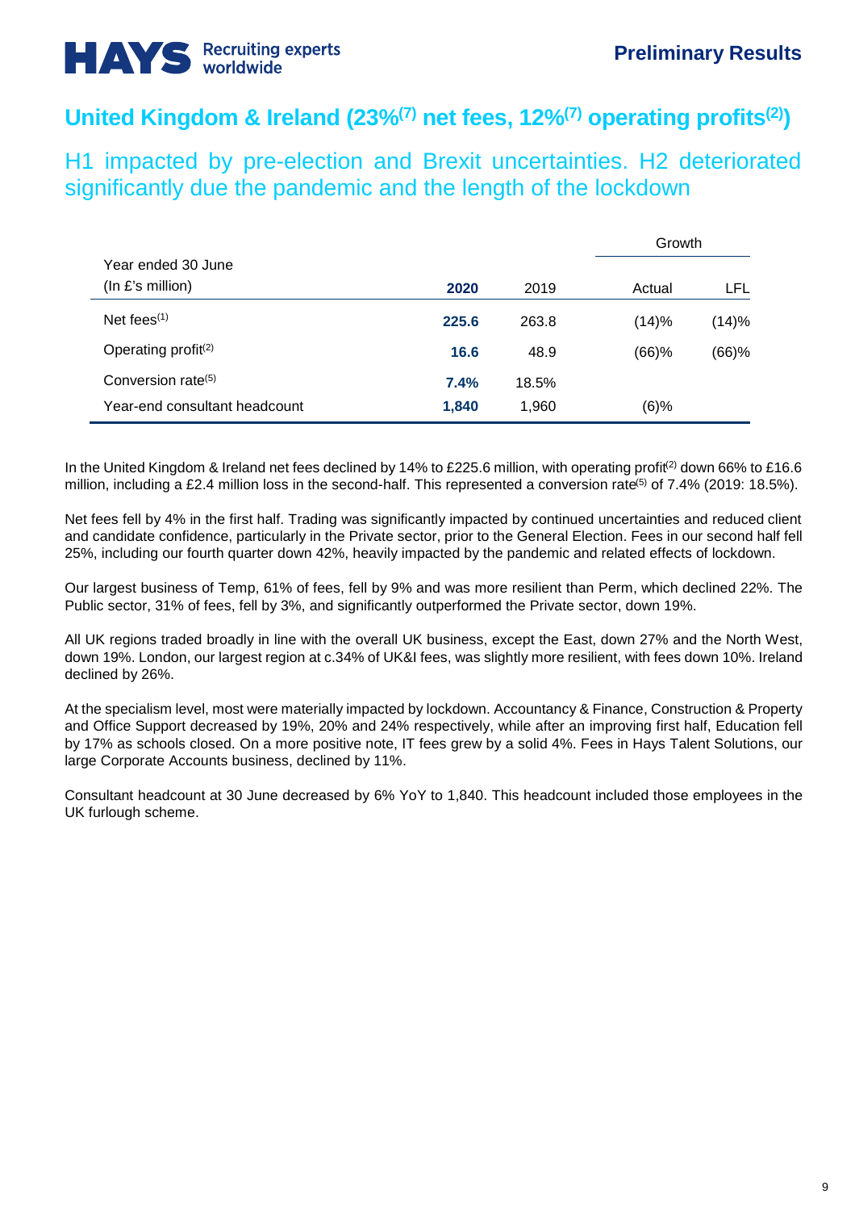## United Kingdom & Ireland (23%[7] net fees, 12%[7] operating profits[2])

### H1 impacted by pre-election and Brexit uncertainties. H2 deteriorated significantly due the pandemic and the length of the lockdown

| Year ended 30 June (In £'s million) | 2020 | 2019 | Growth | |
|---|---|---|---|---|
| | | | Actual | LFL |
| Net fees[1] | **225.6** | 263.8 | (14)% | (14)% |
| Operating profit[2] | **16.6** | 48.9 | (66)% | (66)% |
| Conversion rate[5] | **7.4%** | 18.5% | | |
| Year-end consultant headcount | **1,840** | 1,960 | (6)% | |

In the United Kingdom & Ireland net fees declined by 14% to £225.6 million, with operating profit[2] down 66% to £16.6 million, including a £2.4 million loss in the second-half. This represented a conversion rate[5] of 7.4% (2019: 18.5%).

Net fees fell by 4% in the first half. Trading was significantly impacted by continued uncertainties and reduced client and candidate confidence, particularly in the Private sector, prior to the General Election. Fees in our second half fell 25%, including our fourth quarter down 42%, heavily impacted by the pandemic and related effects of lockdown.

Our largest business of Temp, 61% of fees, fell by 9% and was more resilient than Perm, which declined 22%. The Public sector, 31% of fees, fell by 3%, and significantly outperformed the Private sector, down 19%.

All UK regions traded broadly in line with the overall UK business, except the East, down 27% and the North West, down 19%. London, our largest region at c.34% of UK&I fees, was slightly more resilient, with fees down 10%. Ireland declined by 26%.

At the specialism level, most were materially impacted by lockdown. Accountancy & Finance, Construction & Property and Office Support decreased by 19%, 20% and 24% respectively, while after an improving first half, Education fell by 17% as schools closed. On a more positive note, IT fees grew by a solid 4%. Fees in Hays Talent Solutions, our large Corporate Accounts business, declined by 11%.

Consultant headcount at 30 June decreased by 6% YoY to 1,840. This headcount included those employees in the UK furlough scheme.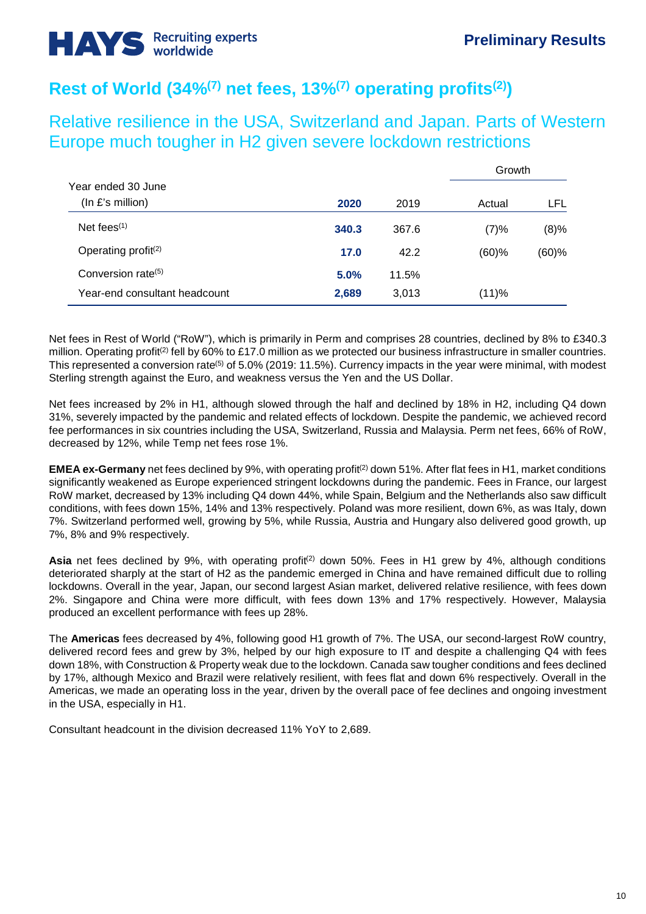# Rest of World (34%[7] net fees, 13%[7] operating profits[2])

## Relative resilience in the USA, Switzerland and Japan. Parts of Western Europe much tougher in H2 given severe lockdown restrictions

| Year ended 30 June (In £'s million) | 2020 | 2019 | Growth Actual | Growth LFL |
|---|---|---|---|---|
| Net fees[1] | **340.3** | 367.6 | (7)% | (8)% |
| Operating profit[2] | **17.0** | 42.2 | (60)% | (60)% |
| Conversion rate[5] | **5.0%** | 11.5% | | |
| Year-end consultant headcount | **2,689** | 3,013 | (11)% | |

Net fees in Rest of World ("RoW"), which is primarily in Perm and comprises 28 countries, declined by 8% to £340.3 million. Operating profit[2] fell by 60% to £17.0 million as we protected our business infrastructure in smaller countries. This represented a conversion rate[5] of 5.0% (2019: 11.5%). Currency impacts in the year were minimal, with modest Sterling strength against the Euro, and weakness versus the Yen and the US Dollar.

Net fees increased by 2% in H1, although slowed through the half and declined by 18% in H2, including Q4 down 31%, severely impacted by the pandemic and related effects of lockdown. Despite the pandemic, we achieved record fee performances in six countries including the USA, Switzerland, Russia and Malaysia. Perm net fees, 66% of RoW, decreased by 12%, while Temp net fees rose 1%.

**EMEA ex-Germany** net fees declined by 9%, with operating profit[2] down 51%. After flat fees in H1, market conditions significantly weakened as Europe experienced stringent lockdowns during the pandemic. Fees in France, our largest RoW market, decreased by 13% including Q4 down 44%, while Spain, Belgium and the Netherlands also saw difficult conditions, with fees down 15%, 14% and 13% respectively. Poland was more resilient, down 6%, as was Italy, down 7%. Switzerland performed well, growing by 5%, while Russia, Austria and Hungary also delivered good growth, up 7%, 8% and 9% respectively.

**Asia** net fees declined by 9%, with operating profit[2] down 50%. Fees in H1 grew by 4%, although conditions deteriorated sharply at the start of H2 as the pandemic emerged in China and have remained difficult due to rolling lockdowns. Overall in the year, Japan, our second largest Asian market, delivered relative resilience, with fees down 2%. Singapore and China were more difficult, with fees down 13% and 17% respectively. However, Malaysia produced an excellent performance with fees up 28%.

The **Americas** fees decreased by 4%, following good H1 growth of 7%. The USA, our second-largest RoW country, delivered record fees and grew by 3%, helped by our high exposure to IT and despite a challenging Q4 with fees down 18%, with Construction & Property weak due to the lockdown. Canada saw tougher conditions and fees declined by 17%, although Mexico and Brazil were relatively resilient, with fees flat and down 6% respectively. Overall in the Americas, we made an operating loss in the year, driven by the overall pace of fee declines and ongoing investment in the USA, especially in H1.

Consultant headcount in the division decreased 11% YoY to 2,689.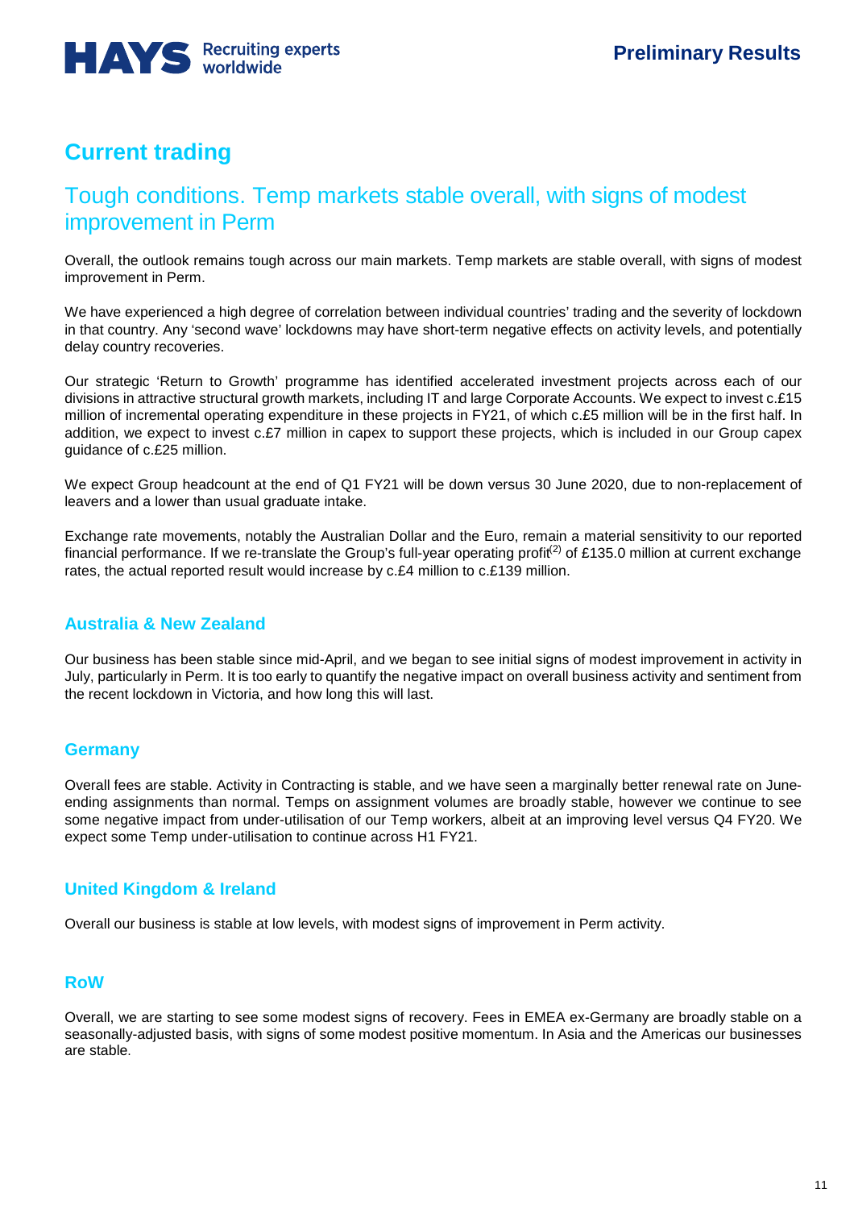# Current trading

## Tough conditions. Temp markets stable overall, with signs of modest improvement in Perm

Overall, the outlook remains tough across our main markets. Temp markets are stable overall, with signs of modest improvement in Perm.

We have experienced a high degree of correlation between individual countries' trading and the severity of lockdown in that country. Any 'second wave' lockdowns may have short-term negative effects on activity levels, and potentially delay country recoveries.

Our strategic 'Return to Growth' programme has identified accelerated investment projects across each of our divisions in attractive structural growth markets, including IT and large Corporate Accounts. We expect to invest c.£15 million of incremental operating expenditure in these projects in FY21, of which c.£5 million will be in the first half. In addition, we expect to invest c.£7 million in capex to support these projects, which is included in our Group capex guidance of c.£25 million.

We expect Group headcount at the end of Q1 FY21 will be down versus 30 June 2020, due to non-replacement of leavers and a lower than usual graduate intake.

Exchange rate movements, notably the Australian Dollar and the Euro, remain a material sensitivity to our reported financial performance. If we re-translate the Group's full-year operating profit(2) of £135.0 million at current exchange rates, the actual reported result would increase by c.£4 million to c.£139 million.

### Australia & New Zealand

Our business has been stable since mid-April, and we began to see initial signs of modest improvement in activity in July, particularly in Perm. It is too early to quantify the negative impact on overall business activity and sentiment from the recent lockdown in Victoria, and how long this will last.

### Germany

Overall fees are stable. Activity in Contracting is stable, and we have seen a marginally better renewal rate on June-ending assignments than normal. Temps on assignment volumes are broadly stable, however we continue to see some negative impact from under-utilisation of our Temp workers, albeit at an improving level versus Q4 FY20. We expect some Temp under-utilisation to continue across H1 FY21.

### United Kingdom & Ireland

Overall our business is stable at low levels, with modest signs of improvement in Perm activity.

### RoW

Overall, we are starting to see some modest signs of recovery. Fees in EMEA ex-Germany are broadly stable on a seasonally-adjusted basis, with signs of some modest positive momentum. In Asia and the Americas our businesses are stable.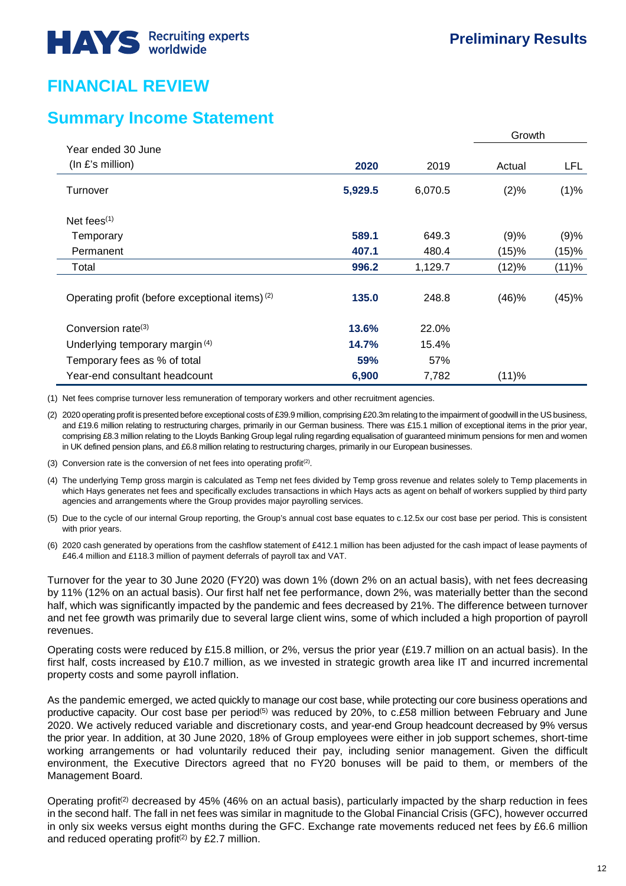# FINANCIAL REVIEW

## Summary Income Statement

| Year ended 30 June (In £'s million) | 2020 | 2019 | Growth Actual | Growth LFL |
|---|---|---|---|---|
| Turnover | **5,929.5** | 6,070.5 | (2)% | (1)% |
| Net fees[(1)] | | | | |
| Temporary | **589.1** | 649.3 | (9)% | (9)% |
| Permanent | **407.1** | 480.4 | (15)% | (15)% |
| Total | **996.2** | 1,129.7 | (12)% | (11)% |
| Operating profit (before exceptional items)[(2)] | **135.0** | 248.8 | (46)% | (45)% |
| Conversion rate[(3)] | **13.6%** | 22.0% | | |
| Underlying temporary margin[(4)] | **14.7%** | 15.4% | | |
| Temporary fees as % of total | **59%** | 57% | | |
| Year-end consultant headcount | **6,900** | 7,782 | (11)% | |

(1) Net fees comprise turnover less remuneration of temporary workers and other recruitment agencies.

(2) 2020 operating profit is presented before exceptional costs of £39.9 million, comprising £20.3m relating to the impairment of goodwill in the US business, and £19.6 million relating to restructuring charges, primarily in our German business. There was £15.1 million of exceptional items in the prior year, comprising £8.3 million relating to the Lloyds Banking Group legal ruling regarding equalisation of guaranteed minimum pensions for men and women in UK defined pension plans, and £6.8 million relating to restructuring charges, primarily in our European businesses.

(3) Conversion rate is the conversion of net fees into operating profit[(2)].

(4) The underlying Temp gross margin is calculated as Temp net fees divided by Temp gross revenue and relates solely to Temp placements in which Hays generates net fees and specifically excludes transactions in which Hays acts as agent on behalf of workers supplied by third party agencies and arrangements where the Group provides major payrolling services.

(5) Due to the cycle of our internal Group reporting, the Group's annual cost base equates to c.12.5x our cost base per period. This is consistent with prior years.

(6) 2020 cash generated by operations from the cashflow statement of £412.1 million has been adjusted for the cash impact of lease payments of £46.4 million and £118.3 million of payment deferrals of payroll tax and VAT.

Turnover for the year to 30 June 2020 (FY20) was down 1% (down 2% on an actual basis), with net fees decreasing by 11% (12% on an actual basis). Our first half net fee performance, down 2%, was materially better than the second half, which was significantly impacted by the pandemic and fees decreased by 21%. The difference between turnover and net fee growth was primarily due to several large client wins, some of which included a high proportion of payroll revenues.

Operating costs were reduced by £15.8 million, or 2%, versus the prior year (£19.7 million on an actual basis). In the first half, costs increased by £10.7 million, as we invested in strategic growth area like IT and incurred incremental property costs and some payroll inflation.

As the pandemic emerged, we acted quickly to manage our cost base, while protecting our core business operations and productive capacity. Our cost base per period[(5)] was reduced by 20%, to c.£58 million between February and June 2020. We actively reduced variable and discretionary costs, and year-end Group headcount decreased by 9% versus the prior year. In addition, at 30 June 2020, 18% of Group employees were either in job support schemes, short-time working arrangements or had voluntarily reduced their pay, including senior management. Given the difficult environment, the Executive Directors agreed that no FY20 bonuses will be paid to them, or members of the Management Board.

Operating profit[(2)] decreased by 45% (46% on an actual basis), particularly impacted by the sharp reduction in fees in the second half. The fall in net fees was similar in magnitude to the Global Financial Crisis (GFC), however occurred in only six weeks versus eight months during the GFC. Exchange rate movements reduced net fees by £6.6 million and reduced operating profit[(2)] by £2.7 million.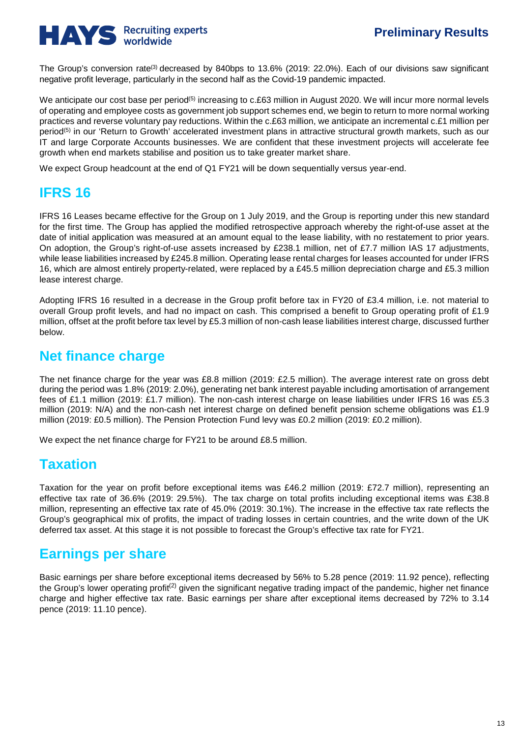The Group's conversion rate[3] decreased by 840bps to 13.6% (2019: 22.0%). Each of our divisions saw significant negative profit leverage, particularly in the second half as the Covid-19 pandemic impacted.

We anticipate our cost base per period[5] increasing to c.£63 million in August 2020. We will incur more normal levels of operating and employee costs as government job support schemes end, we begin to return to more normal working practices and reverse voluntary pay reductions. Within the c.£63 million, we anticipate an incremental c.£1 million per period[5] in our 'Return to Growth' accelerated investment plans in attractive structural growth markets, such as our IT and large Corporate Accounts businesses. We are confident that these investment projects will accelerate fee growth when end markets stabilise and position us to take greater market share.

We expect Group headcount at the end of Q1 FY21 will be down sequentially versus year-end.

## IFRS 16

IFRS 16 Leases became effective for the Group on 1 July 2019, and the Group is reporting under this new standard for the first time. The Group has applied the modified retrospective approach whereby the right-of-use asset at the date of initial application was measured at an amount equal to the lease liability, with no restatement to prior years. On adoption, the Group's right-of-use assets increased by £238.1 million, net of £7.7 million IAS 17 adjustments, while lease liabilities increased by £245.8 million. Operating lease rental charges for leases accounted for under IFRS 16, which are almost entirely property-related, were replaced by a £45.5 million depreciation charge and £5.3 million lease interest charge.

Adopting IFRS 16 resulted in a decrease in the Group profit before tax in FY20 of £3.4 million, i.e. not material to overall Group profit levels, and had no impact on cash. This comprised a benefit to Group operating profit of £1.9 million, offset at the profit before tax level by £5.3 million of non-cash lease liabilities interest charge, discussed further below.

## Net finance charge

The net finance charge for the year was £8.8 million (2019: £2.5 million). The average interest rate on gross debt during the period was 1.8% (2019: 2.0%), generating net bank interest payable including amortisation of arrangement fees of £1.1 million (2019: £1.7 million). The non-cash interest charge on lease liabilities under IFRS 16 was £5.3 million (2019: N/A) and the non-cash net interest charge on defined benefit pension scheme obligations was £1.9 million (2019: £0.5 million). The Pension Protection Fund levy was £0.2 million (2019: £0.2 million).

We expect the net finance charge for FY21 to be around £8.5 million.

## Taxation

Taxation for the year on profit before exceptional items was £46.2 million (2019: £72.7 million), representing an effective tax rate of 36.6% (2019: 29.5%). The tax charge on total profits including exceptional items was £38.8 million, representing an effective tax rate of 45.0% (2019: 30.1%). The increase in the effective tax rate reflects the Group's geographical mix of profits, the impact of trading losses in certain countries, and the write down of the UK deferred tax asset. At this stage it is not possible to forecast the Group's effective tax rate for FY21.

## Earnings per share

Basic earnings per share before exceptional items decreased by 56% to 5.28 pence (2019: 11.92 pence), reflecting the Group's lower operating profit[2] given the significant negative trading impact of the pandemic, higher net finance charge and higher effective tax rate. Basic earnings per share after exceptional items decreased by 72% to 3.14 pence (2019: 11.10 pence).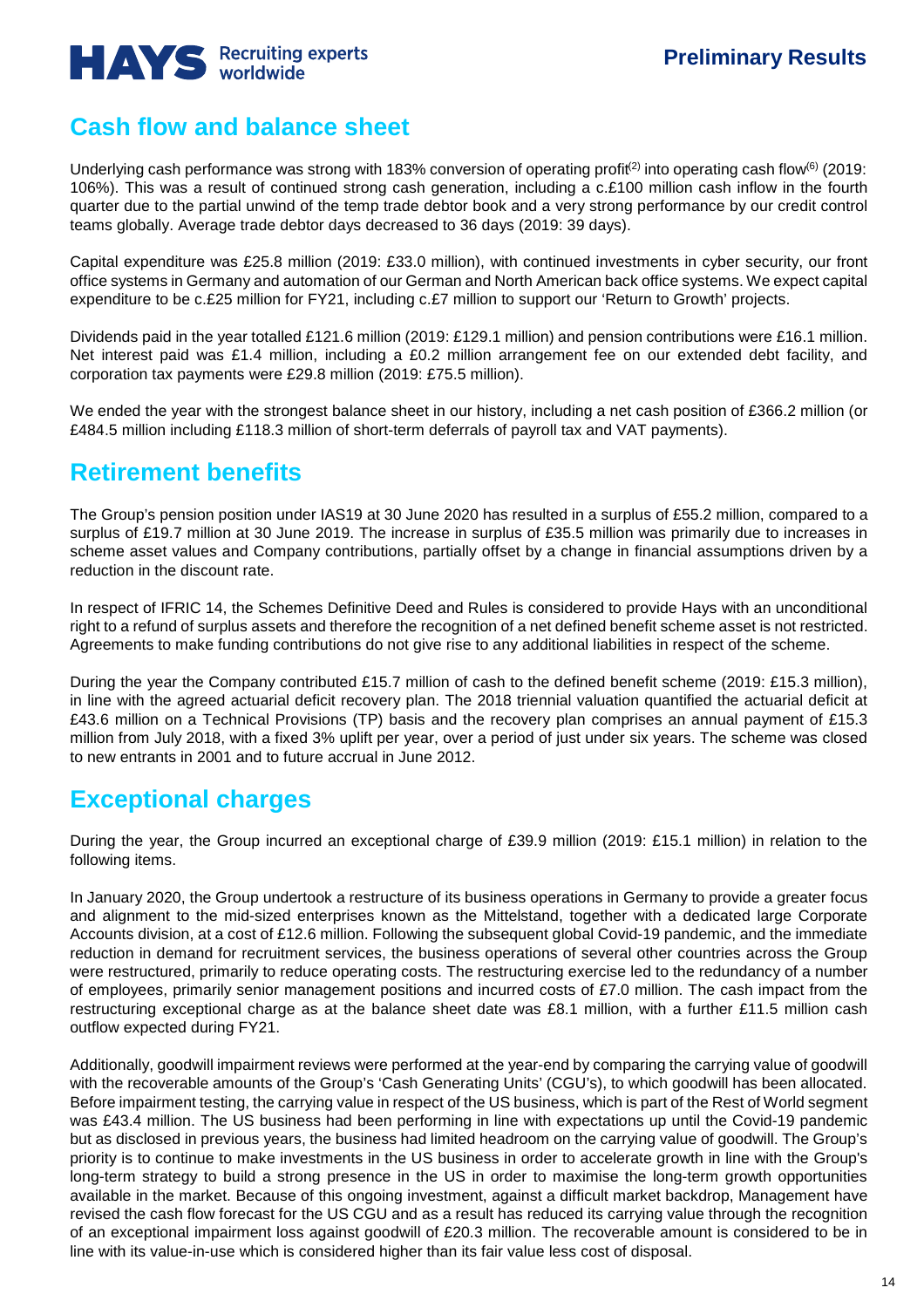## Cash flow and balance sheet

Underlying cash performance was strong with 183% conversion of operating profit[(2)] into operating cash flow[(6)] (2019: 106%). This was a result of continued strong cash generation, including a c.£100 million cash inflow in the fourth quarter due to the partial unwind of the temp trade debtor book and a very strong performance by our credit control teams globally. Average trade debtor days decreased to 36 days (2019: 39 days).

Capital expenditure was £25.8 million (2019: £33.0 million), with continued investments in cyber security, our front office systems in Germany and automation of our German and North American back office systems. We expect capital expenditure to be c.£25 million for FY21, including c.£7 million to support our 'Return to Growth' projects.

Dividends paid in the year totalled £121.6 million (2019: £129.1 million) and pension contributions were £16.1 million. Net interest paid was £1.4 million, including a £0.2 million arrangement fee on our extended debt facility, and corporation tax payments were £29.8 million (2019: £75.5 million).

We ended the year with the strongest balance sheet in our history, including a net cash position of £366.2 million (or £484.5 million including £118.3 million of short-term deferrals of payroll tax and VAT payments).

## Retirement benefits

The Group's pension position under IAS19 at 30 June 2020 has resulted in a surplus of £55.2 million, compared to a surplus of £19.7 million at 30 June 2019. The increase in surplus of £35.5 million was primarily due to increases in scheme asset values and Company contributions, partially offset by a change in financial assumptions driven by a reduction in the discount rate.

In respect of IFRIC 14, the Schemes Definitive Deed and Rules is considered to provide Hays with an unconditional right to a refund of surplus assets and therefore the recognition of a net defined benefit scheme asset is not restricted. Agreements to make funding contributions do not give rise to any additional liabilities in respect of the scheme.

During the year the Company contributed £15.7 million of cash to the defined benefit scheme (2019: £15.3 million), in line with the agreed actuarial deficit recovery plan. The 2018 triennial valuation quantified the actuarial deficit at £43.6 million on a Technical Provisions (TP) basis and the recovery plan comprises an annual payment of £15.3 million from July 2018, with a fixed 3% uplift per year, over a period of just under six years. The scheme was closed to new entrants in 2001 and to future accrual in June 2012.

## Exceptional charges

During the year, the Group incurred an exceptional charge of £39.9 million (2019: £15.1 million) in relation to the following items.

In January 2020, the Group undertook a restructure of its business operations in Germany to provide a greater focus and alignment to the mid-sized enterprises known as the Mittelstand, together with a dedicated large Corporate Accounts division, at a cost of £12.6 million. Following the subsequent global Covid-19 pandemic, and the immediate reduction in demand for recruitment services, the business operations of several other countries across the Group were restructured, primarily to reduce operating costs. The restructuring exercise led to the redundancy of a number of employees, primarily senior management positions and incurred costs of £7.0 million. The cash impact from the restructuring exceptional charge as at the balance sheet date was £8.1 million, with a further £11.5 million cash outflow expected during FY21.

Additionally, goodwill impairment reviews were performed at the year-end by comparing the carrying value of goodwill with the recoverable amounts of the Group's 'Cash Generating Units' (CGU's), to which goodwill has been allocated. Before impairment testing, the carrying value in respect of the US business, which is part of the Rest of World segment was £43.4 million. The US business had been performing in line with expectations up until the Covid-19 pandemic but as disclosed in previous years, the business had limited headroom on the carrying value of goodwill. The Group's priority is to continue to make investments in the US business in order to accelerate growth in line with the Group's long-term strategy to build a strong presence in the US in order to maximise the long-term growth opportunities available in the market. Because of this ongoing investment, against a difficult market backdrop, Management have revised the cash flow forecast for the US CGU and as a result has reduced its carrying value through the recognition of an exceptional impairment loss against goodwill of £20.3 million. The recoverable amount is considered to be in line with its value-in-use which is considered higher than its fair value less cost of disposal.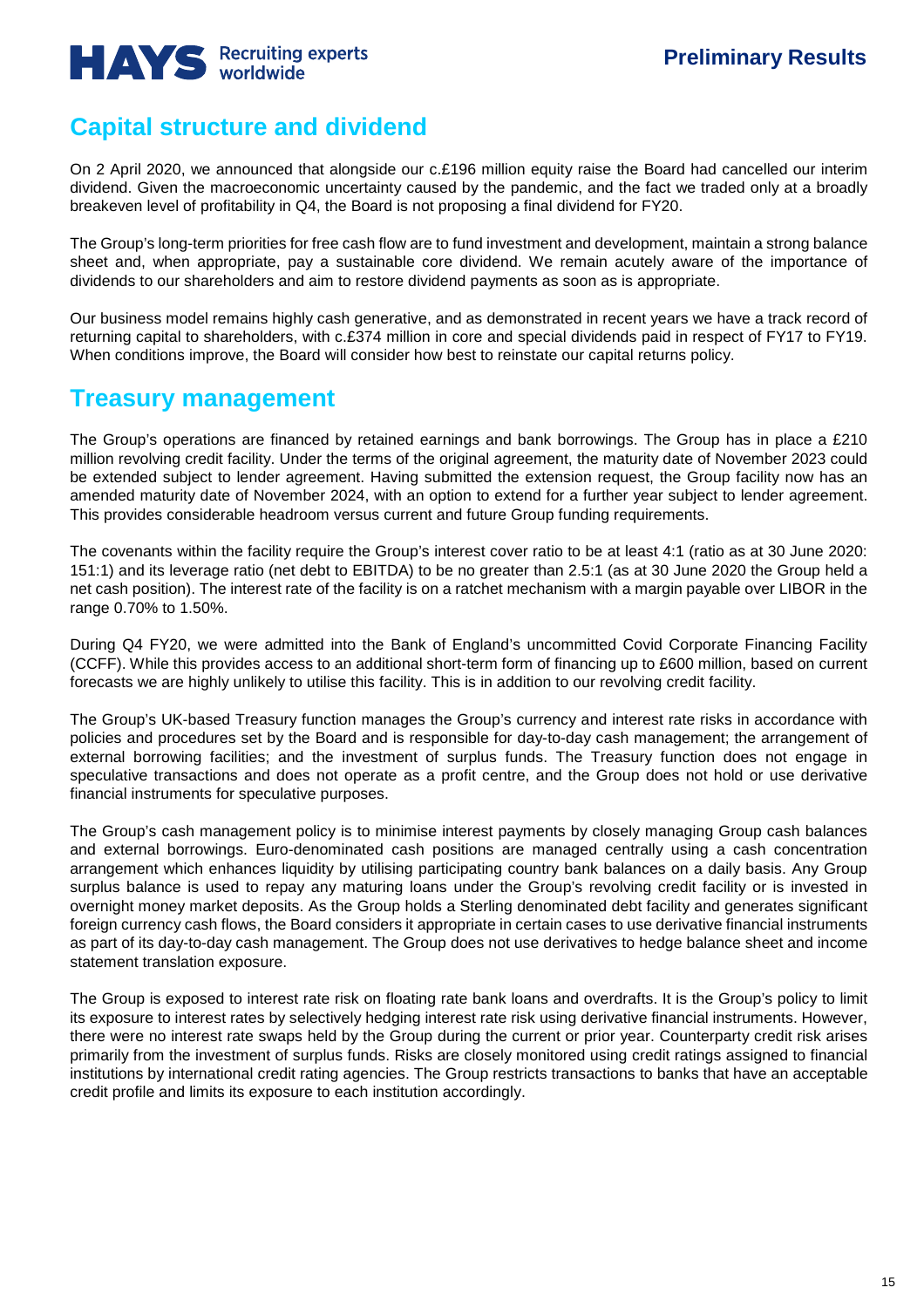## Capital structure and dividend

On 2 April 2020, we announced that alongside our c.£196 million equity raise the Board had cancelled our interim dividend. Given the macroeconomic uncertainty caused by the pandemic, and the fact we traded only at a broadly breakeven level of profitability in Q4, the Board is not proposing a final dividend for FY20.

The Group's long-term priorities for free cash flow are to fund investment and development, maintain a strong balance sheet and, when appropriate, pay a sustainable core dividend. We remain acutely aware of the importance of dividends to our shareholders and aim to restore dividend payments as soon as is appropriate.

Our business model remains highly cash generative, and as demonstrated in recent years we have a track record of returning capital to shareholders, with c.£374 million in core and special dividends paid in respect of FY17 to FY19. When conditions improve, the Board will consider how best to reinstate our capital returns policy.

## Treasury management

The Group's operations are financed by retained earnings and bank borrowings. The Group has in place a £210 million revolving credit facility. Under the terms of the original agreement, the maturity date of November 2023 could be extended subject to lender agreement. Having submitted the extension request, the Group facility now has an amended maturity date of November 2024, with an option to extend for a further year subject to lender agreement. This provides considerable headroom versus current and future Group funding requirements.

The covenants within the facility require the Group's interest cover ratio to be at least 4:1 (ratio as at 30 June 2020: 151:1) and its leverage ratio (net debt to EBITDA) to be no greater than 2.5:1 (as at 30 June 2020 the Group held a net cash position). The interest rate of the facility is on a ratchet mechanism with a margin payable over LIBOR in the range 0.70% to 1.50%.

During Q4 FY20, we were admitted into the Bank of England's uncommitted Covid Corporate Financing Facility (CCFF). While this provides access to an additional short-term form of financing up to £600 million, based on current forecasts we are highly unlikely to utilise this facility. This is in addition to our revolving credit facility.

The Group's UK-based Treasury function manages the Group's currency and interest rate risks in accordance with policies and procedures set by the Board and is responsible for day-to-day cash management; the arrangement of external borrowing facilities; and the investment of surplus funds. The Treasury function does not engage in speculative transactions and does not operate as a profit centre, and the Group does not hold or use derivative financial instruments for speculative purposes.

The Group's cash management policy is to minimise interest payments by closely managing Group cash balances and external borrowings. Euro-denominated cash positions are managed centrally using a cash concentration arrangement which enhances liquidity by utilising participating country bank balances on a daily basis. Any Group surplus balance is used to repay any maturing loans under the Group's revolving credit facility or is invested in overnight money market deposits. As the Group holds a Sterling denominated debt facility and generates significant foreign currency cash flows, the Board considers it appropriate in certain cases to use derivative financial instruments as part of its day-to-day cash management. The Group does not use derivatives to hedge balance sheet and income statement translation exposure.

The Group is exposed to interest rate risk on floating rate bank loans and overdrafts. It is the Group's policy to limit its exposure to interest rates by selectively hedging interest rate risk using derivative financial instruments. However, there were no interest rate swaps held by the Group during the current or prior year. Counterparty credit risk arises primarily from the investment of surplus funds. Risks are closely monitored using credit ratings assigned to financial institutions by international credit rating agencies. The Group restricts transactions to banks that have an acceptable credit profile and limits its exposure to each institution accordingly.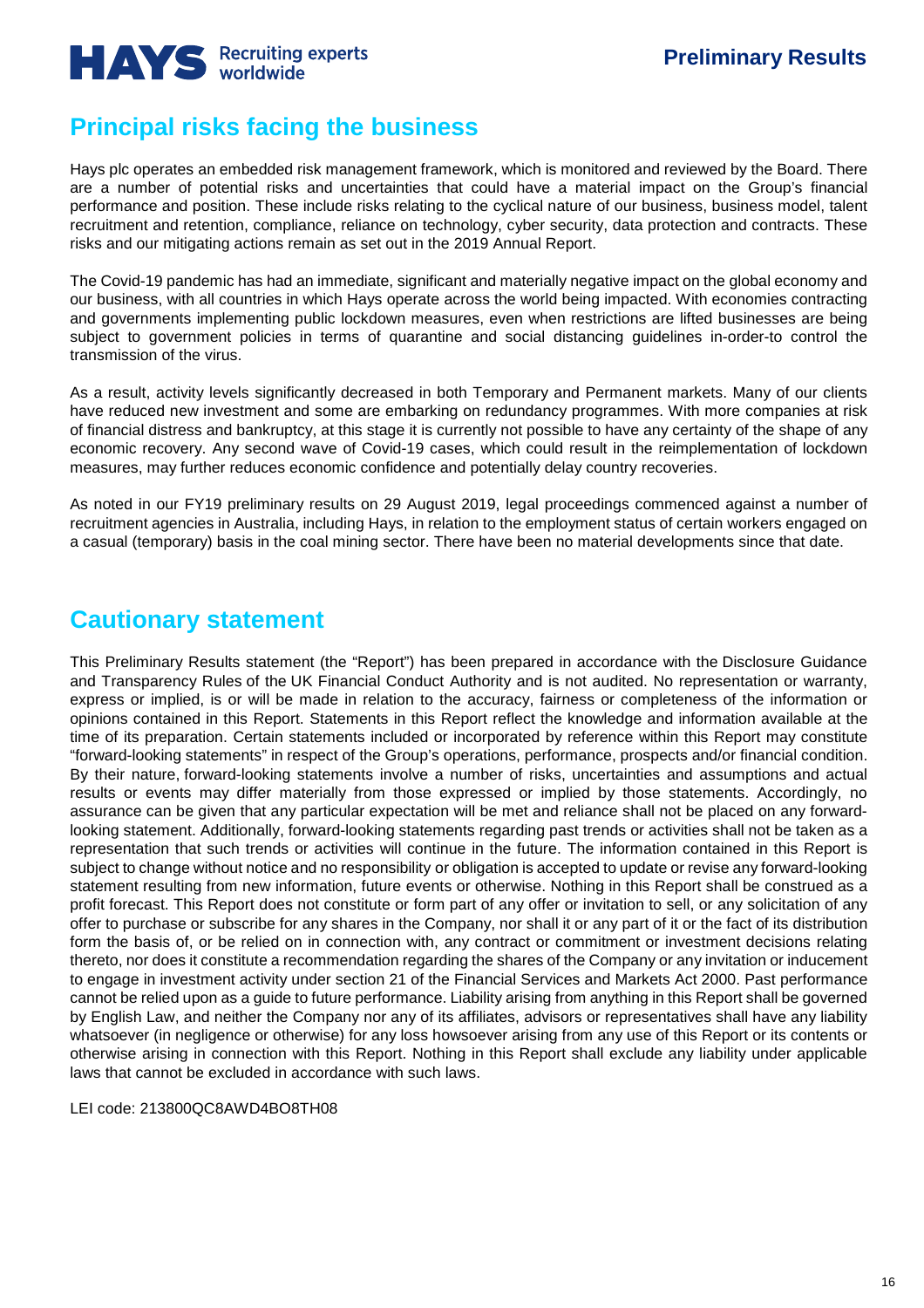## Principal risks facing the business

Hays plc operates an embedded risk management framework, which is monitored and reviewed by the Board. There are a number of potential risks and uncertainties that could have a material impact on the Group's financial performance and position. These include risks relating to the cyclical nature of our business, business model, talent recruitment and retention, compliance, reliance on technology, cyber security, data protection and contracts. These risks and our mitigating actions remain as set out in the 2019 Annual Report.

The Covid-19 pandemic has had an immediate, significant and materially negative impact on the global economy and our business, with all countries in which Hays operate across the world being impacted. With economies contracting and governments implementing public lockdown measures, even when restrictions are lifted businesses are being subject to government policies in terms of quarantine and social distancing guidelines in-order-to control the transmission of the virus.

As a result, activity levels significantly decreased in both Temporary and Permanent markets. Many of our clients have reduced new investment and some are embarking on redundancy programmes. With more companies at risk of financial distress and bankruptcy, at this stage it is currently not possible to have any certainty of the shape of any economic recovery. Any second wave of Covid-19 cases, which could result in the reimplementation of lockdown measures, may further reduces economic confidence and potentially delay country recoveries.

As noted in our FY19 preliminary results on 29 August 2019, legal proceedings commenced against a number of recruitment agencies in Australia, including Hays, in relation to the employment status of certain workers engaged on a casual (temporary) basis in the coal mining sector. There have been no material developments since that date.

## Cautionary statement

This Preliminary Results statement (the "Report") has been prepared in accordance with the Disclosure Guidance and Transparency Rules of the UK Financial Conduct Authority and is not audited. No representation or warranty, express or implied, is or will be made in relation to the accuracy, fairness or completeness of the information or opinions contained in this Report. Statements in this Report reflect the knowledge and information available at the time of its preparation. Certain statements included or incorporated by reference within this Report may constitute "forward-looking statements" in respect of the Group's operations, performance, prospects and/or financial condition. By their nature, forward-looking statements involve a number of risks, uncertainties and assumptions and actual results or events may differ materially from those expressed or implied by those statements. Accordingly, no assurance can be given that any particular expectation will be met and reliance shall not be placed on any forward-looking statement. Additionally, forward-looking statements regarding past trends or activities shall not be taken as a representation that such trends or activities will continue in the future. The information contained in this Report is subject to change without notice and no responsibility or obligation is accepted to update or revise any forward-looking statement resulting from new information, future events or otherwise. Nothing in this Report shall be construed as a profit forecast. This Report does not constitute or form part of any offer or invitation to sell, or any solicitation of any offer to purchase or subscribe for any shares in the Company, nor shall it or any part of it or the fact of its distribution form the basis of, or be relied on in connection with, any contract or commitment or investment decisions relating thereto, nor does it constitute a recommendation regarding the shares of the Company or any invitation or inducement to engage in investment activity under section 21 of the Financial Services and Markets Act 2000. Past performance cannot be relied upon as a guide to future performance. Liability arising from anything in this Report shall be governed by English Law, and neither the Company nor any of its affiliates, advisors or representatives shall have any liability whatsoever (in negligence or otherwise) for any loss howsoever arising from any use of this Report or its contents or otherwise arising in connection with this Report. Nothing in this Report shall exclude any liability under applicable laws that cannot be excluded in accordance with such laws.

LEI code: 213800QC8AWD4BO8TH08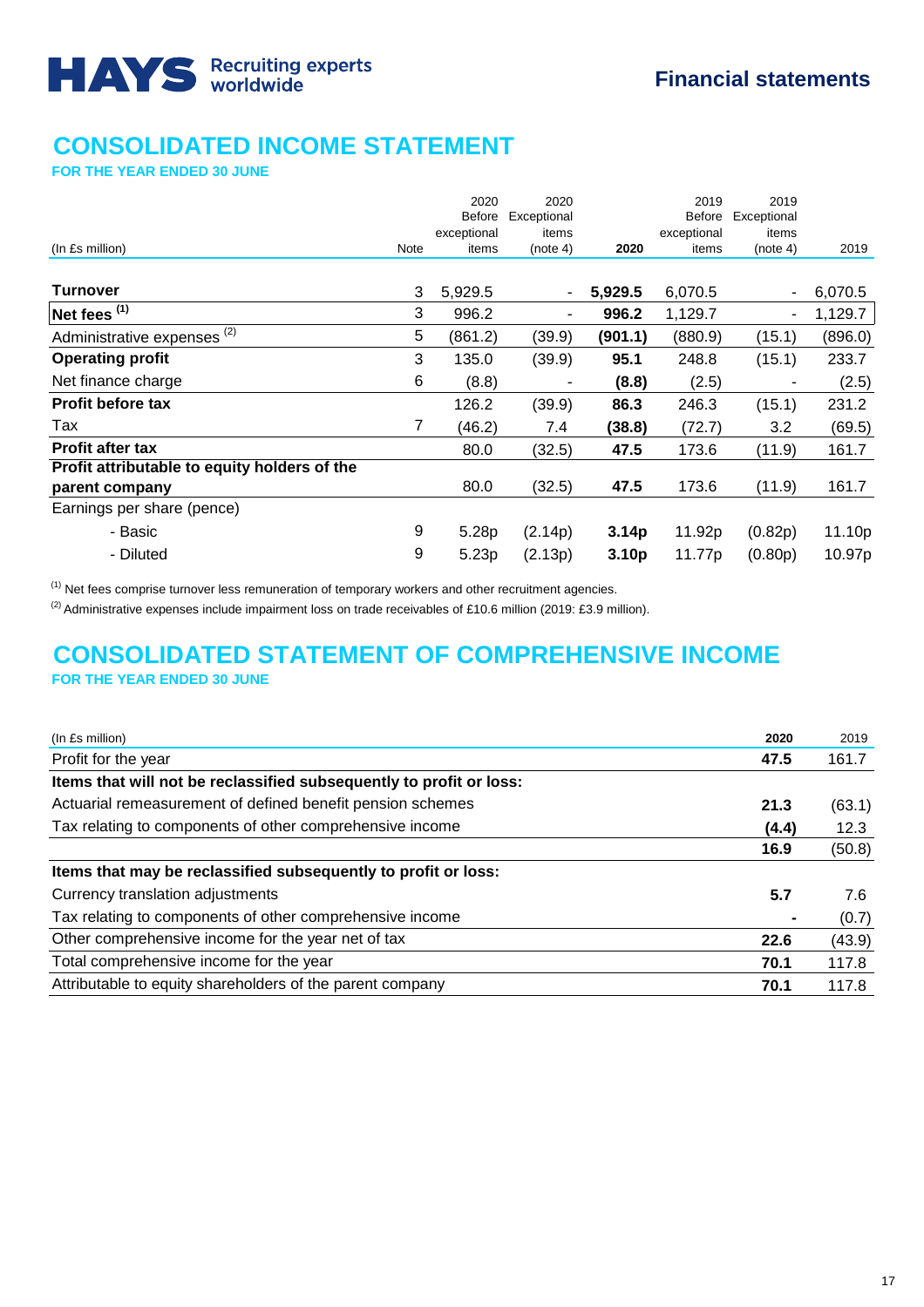Financial statements

# CONSOLIDATED INCOME STATEMENT

**FOR THE YEAR ENDED 30 JUNE**

| (In £s million) | Note | 2020 Before exceptional items | 2020 Exceptional items (note 4) | 2020 | 2019 Before exceptional items | 2019 Exceptional items (note 4) | 2019 |
|---|---|---|---|---|---|---|---|
| **Turnover** | 3 | 5,929.5 | - | **5,929.5** | 6,070.5 | - | 6,070.5 |
| **Net fees** [1] | 3 | 996.2 | - | **996.2** | 1,129.7 | - | 1,129.7 |
| Administrative expenses [2] | 5 | (861.2) | (39.9) | **(901.1)** | (880.9) | (15.1) | (896.0) |
| **Operating profit** | 3 | 135.0 | (39.9) | **95.1** | 248.8 | (15.1) | 233.7 |
| Net finance charge | 6 | (8.8) | - | **(8.8)** | (2.5) | - | (2.5) |
| **Profit before tax** | | 126.2 | (39.9) | **86.3** | 246.3 | (15.1) | 231.2 |
| Tax | 7 | (46.2) | 7.4 | **(38.8)** | (72.7) | 3.2 | (69.5) |
| **Profit after tax** | | 80.0 | (32.5) | **47.5** | 173.6 | (11.9) | 161.7 |
| **Profit attributable to equity holders of the parent company** | | 80.0 | (32.5) | **47.5** | 173.6 | (11.9) | 161.7 |
| Earnings per share (pence) | | | | | | | |
| - Basic | 9 | 5.28p | (2.14p) | **3.14p** | 11.92p | (0.82p) | 11.10p |
| - Diluted | 9 | 5.23p | (2.13p) | **3.10p** | 11.77p | (0.80p) | 10.97p |

[1] Net fees comprise turnover less remuneration of temporary workers and other recruitment agencies.

[2] Administrative expenses include impairment loss on trade receivables of £10.6 million (2019: £3.9 million).

# CONSOLIDATED STATEMENT OF COMPREHENSIVE INCOME

**FOR THE YEAR ENDED 30 JUNE**

| (In £s million) | 2020 | 2019 |
|---|---|---|
| Profit for the year | **47.5** | 161.7 |
| **Items that will not be reclassified subsequently to profit or loss:** | | |
| Actuarial remeasurement of defined benefit pension schemes | **21.3** | (63.1) |
| Tax relating to components of other comprehensive income | **(4.4)** | 12.3 |
| | **16.9** | (50.8) |
| **Items that may be reclassified subsequently to profit or loss:** | | |
| Currency translation adjustments | **5.7** | 7.6 |
| Tax relating to components of other comprehensive income | **-** | (0.7) |
| Other comprehensive income for the year net of tax | **22.6** | (43.9) |
| Total comprehensive income for the year | **70.1** | 117.8 |
| Attributable to equity shareholders of the parent company | **70.1** | 117.8 |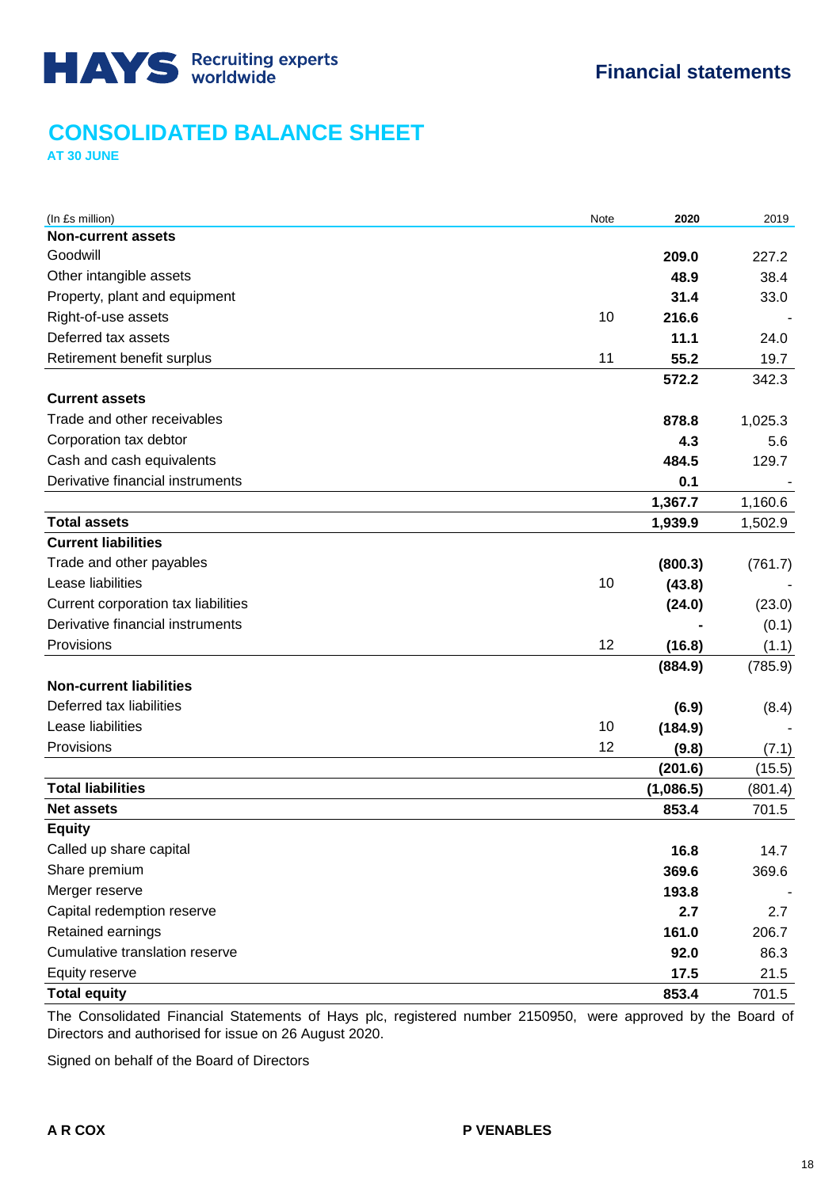# CONSOLIDATED BALANCE SHEET

**AT 30 JUNE**

| (In £s million) | Note | 2020 | 2019 |
|---|---|---|---|
| **Non-current assets** | | | |
| Goodwill | | **209.0** | 227.2 |
| Other intangible assets | | **48.9** | 38.4 |
| Property, plant and equipment | | **31.4** | 33.0 |
| Right-of-use assets | 10 | **216.6** | - |
| Deferred tax assets | | **11.1** | 24.0 |
| Retirement benefit surplus | 11 | **55.2** | 19.7 |
| | | **572.2** | 342.3 |
| **Current assets** | | | |
| Trade and other receivables | | **878.8** | 1,025.3 |
| Corporation tax debtor | | **4.3** | 5.6 |
| Cash and cash equivalents | | **484.5** | 129.7 |
| Derivative financial instruments | | **0.1** | - |
| | | **1,367.7** | 1,160.6 |
| **Total assets** | | **1,939.9** | 1,502.9 |
| **Current liabilities** | | | |
| Trade and other payables | | **(800.3)** | (761.7) |
| Lease liabilities | 10 | **(43.8)** | - |
| Current corporation tax liabilities | | **(24.0)** | (23.0) |
| Derivative financial instruments | | **-** | (0.1) |
| Provisions | 12 | **(16.8)** | (1.1) |
| | | **(884.9)** | (785.9) |
| **Non-current liabilities** | | | |
| Deferred tax liabilities | | **(6.9)** | (8.4) |
| Lease liabilities | 10 | **(184.9)** | - |
| Provisions | 12 | **(9.8)** | (7.1) |
| | | **(201.6)** | (15.5) |
| **Total liabilities** | | **(1,086.5)** | (801.4) |
| **Net assets** | | **853.4** | 701.5 |
| **Equity** | | | |
| Called up share capital | | **16.8** | 14.7 |
| Share premium | | **369.6** | 369.6 |
| Merger reserve | | **193.8** | - |
| Capital redemption reserve | | **2.7** | 2.7 |
| Retained earnings | | **161.0** | 206.7 |
| Cumulative translation reserve | | **92.0** | 86.3 |
| Equity reserve | | **17.5** | 21.5 |
| **Total equity** | | **853.4** | 701.5 |

The Consolidated Financial Statements of Hays plc, registered number 2150950, were approved by the Board of Directors and authorised for issue on 26 August 2020.

Signed on behalf of the Board of Directors

**A R COX** **P VENABLES**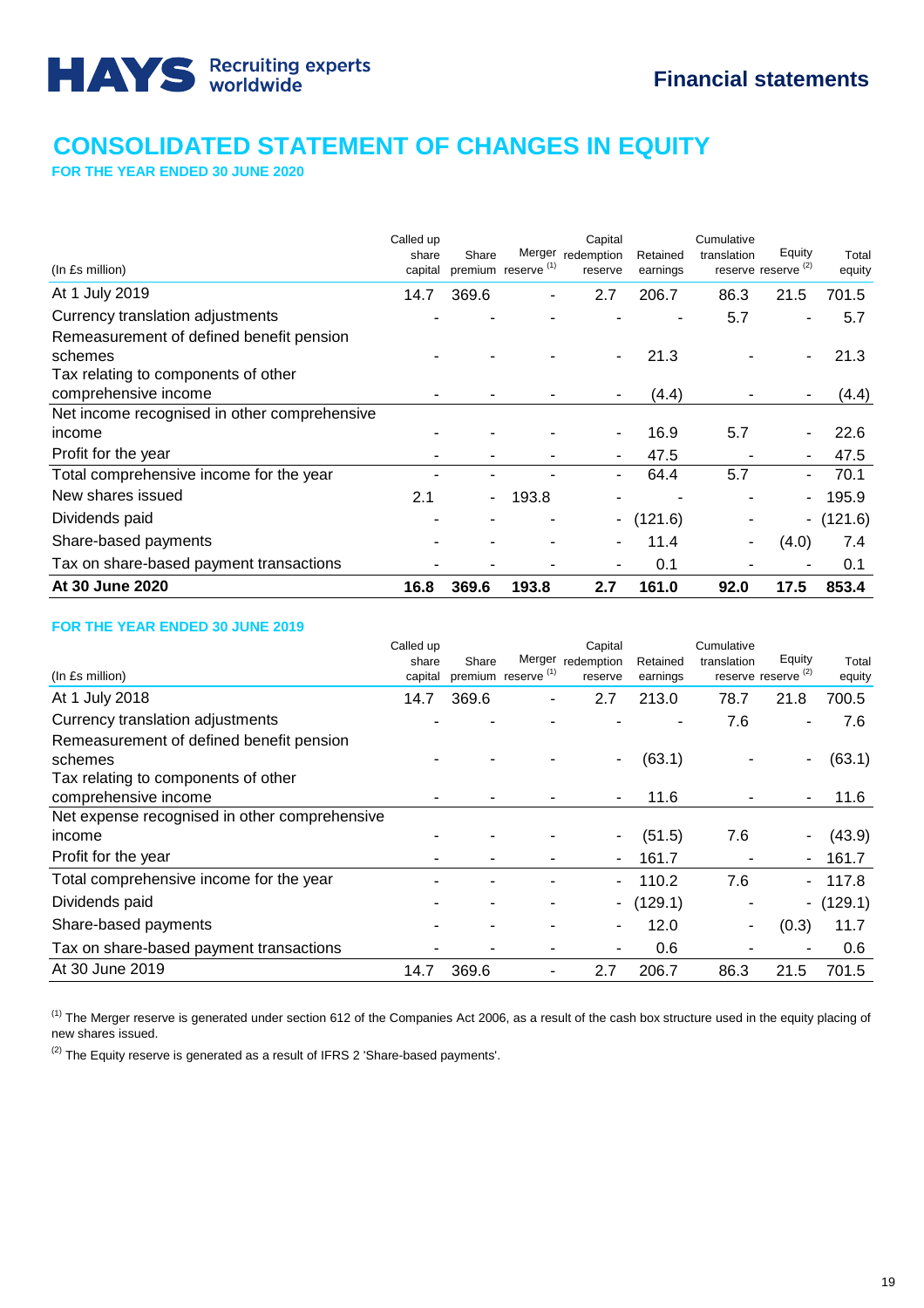# CONSOLIDATED STATEMENT OF CHANGES IN EQUITY

**FOR THE YEAR ENDED 30 JUNE 2020**

| (In £s million) | Called up share capital | Share premium | Merger reserve [(1)] | Capital redemption reserve | Retained earnings | Cumulative translation reserve | Equity reserve [(2)] | Total equity |
|---|---|---|---|---|---|---|---|---|
| At 1 July 2019 | 14.7 | 369.6 | - | 2.7 | 206.7 | 86.3 | 21.5 | 701.5 |
| Currency translation adjustments | - | - | - | - | - | 5.7 | - | 5.7 |
| Remeasurement of defined benefit pension schemes | - | - | - | - | 21.3 | - | - | 21.3 |
| Tax relating to components of other comprehensive income | - | - | - | - | (4.4) | - | - | (4.4) |
| Net income recognised in other comprehensive income | - | - | - | - | 16.9 | 5.7 | - | 22.6 |
| Profit for the year | - | - | - | - | 47.5 | - | - | 47.5 |
| Total comprehensive income for the year | - | - | - | - | 64.4 | 5.7 | - | 70.1 |
| New shares issued | 2.1 | - | 193.8 | - | - | - | - | 195.9 |
| Dividends paid | - | - | - | - | (121.6) | - | - | (121.6) |
| Share-based payments | - | - | - | - | 11.4 | - | (4.0) | 7.4 |
| Tax on share-based payment transactions | - | - | - | - | 0.1 | - | - | 0.1 |
| **At 30 June 2020** | **16.8** | **369.6** | **193.8** | **2.7** | **161.0** | **92.0** | **17.5** | **853.4** |

**FOR THE YEAR ENDED 30 JUNE 2019**

| (In £s million) | Called up share capital | Share premium | Merger reserve [(1)] | Capital redemption reserve | Retained earnings | Cumulative translation reserve | Equity reserve [(2)] | Total equity |
|---|---|---|---|---|---|---|---|---|
| At 1 July 2018 | 14.7 | 369.6 | - | 2.7 | 213.0 | 78.7 | 21.8 | 700.5 |
| Currency translation adjustments | - | - | - | - | - | 7.6 | - | 7.6 |
| Remeasurement of defined benefit pension schemes | - | - | - | - | (63.1) | - | - | (63.1) |
| Tax relating to components of other comprehensive income | - | - | - | - | 11.6 | - | - | 11.6 |
| Net expense recognised in other comprehensive income | - | - | - | - | (51.5) | 7.6 | - | (43.9) |
| Profit for the year | - | - | - | - | 161.7 | - | - | 161.7 |
| Total comprehensive income for the year | - | - | - | - | 110.2 | 7.6 | - | 117.8 |
| Dividends paid | - | - | - | - | (129.1) | - | - | (129.1) |
| Share-based payments | - | - | - | - | 12.0 | - | (0.3) | 11.7 |
| Tax on share-based payment transactions | - | - | - | - | 0.6 | - | - | 0.6 |
| At 30 June 2019 | 14.7 | 369.6 | - | 2.7 | 206.7 | 86.3 | 21.5 | 701.5 |

[(1)] The Merger reserve is generated under section 612 of the Companies Act 2006, as a result of the cash box structure used in the equity placing of new shares issued.

[(2)] The Equity reserve is generated as a result of IFRS 2 'Share-based payments'.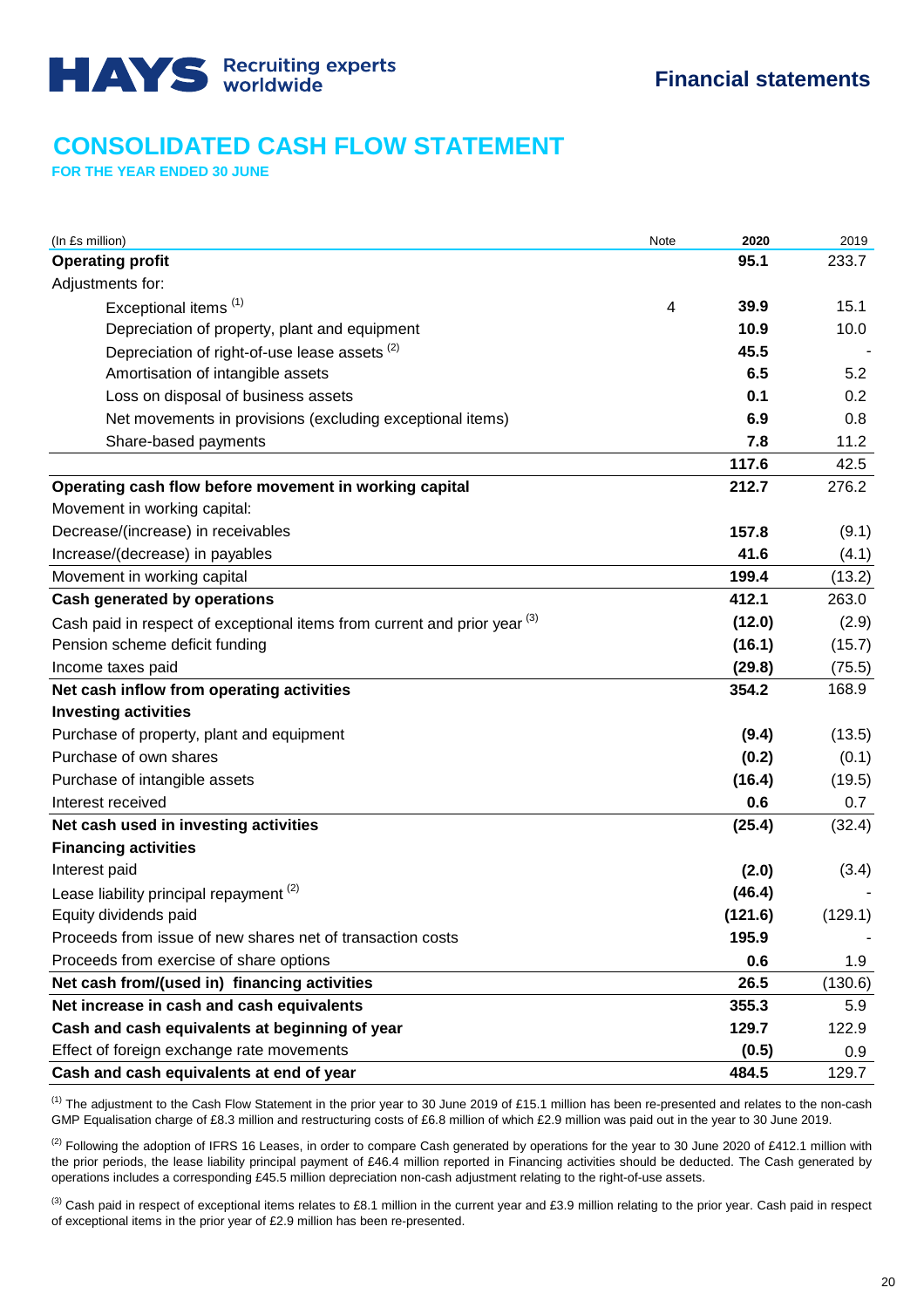# CONSOLIDATED CASH FLOW STATEMENT

**FOR THE YEAR ENDED 30 JUNE**

| (In £s million) | Note | 2020 | 2019 |
|---|---|---|---|
| **Operating profit** | | **95.1** | 233.7 |
| Adjustments for: | | | |
| Exceptional items [(1)] | 4 | **39.9** | 15.1 |
| Depreciation of property, plant and equipment | | **10.9** | 10.0 |
| Depreciation of right-of-use lease assets [(2)] | | **45.5** | - |
| Amortisation of intangible assets | | **6.5** | 5.2 |
| Loss on disposal of business assets | | **0.1** | 0.2 |
| Net movements in provisions (excluding exceptional items) | | **6.9** | 0.8 |
| Share-based payments | | **7.8** | 11.2 |
| | | **117.6** | 42.5 |
| **Operating cash flow before movement in working capital** | | **212.7** | 276.2 |
| Movement in working capital: | | | |
| Decrease/(increase) in receivables | | **157.8** | (9.1) |
| Increase/(decrease) in payables | | **41.6** | (4.1) |
| Movement in working capital | | **199.4** | (13.2) |
| **Cash generated by operations** | | **412.1** | 263.0 |
| Cash paid in respect of exceptional items from current and prior year [(3)] | | **(12.0)** | (2.9) |
| Pension scheme deficit funding | | **(16.1)** | (15.7) |
| Income taxes paid | | **(29.8)** | (75.5) |
| **Net cash inflow from operating activities** | | **354.2** | 168.9 |
| **Investing activities** | | | |
| Purchase of property, plant and equipment | | **(9.4)** | (13.5) |
| Purchase of own shares | | **(0.2)** | (0.1) |
| Purchase of intangible assets | | **(16.4)** | (19.5) |
| Interest received | | **0.6** | 0.7 |
| **Net cash used in investing activities** | | **(25.4)** | (32.4) |
| **Financing activities** | | | |
| Interest paid | | **(2.0)** | (3.4) |
| Lease liability principal repayment [(2)] | | **(46.4)** | - |
| Equity dividends paid | | **(121.6)** | (129.1) |
| Proceeds from issue of new shares net of transaction costs | | **195.9** | - |
| Proceeds from exercise of share options | | **0.6** | 1.9 |
| **Net cash from/(used in) financing activities** | | **26.5** | (130.6) |
| **Net increase in cash and cash equivalents** | | **355.3** | 5.9 |
| **Cash and cash equivalents at beginning of year** | | **129.7** | 122.9 |
| Effect of foreign exchange rate movements | | **(0.5)** | 0.9 |
| **Cash and cash equivalents at end of year** | | **484.5** | 129.7 |

[(1)] The adjustment to the Cash Flow Statement in the prior year to 30 June 2019 of £15.1 million has been re-presented and relates to the non-cash GMP Equalisation charge of £8.3 million and restructuring costs of £6.8 million of which £2.9 million was paid out in the year to 30 June 2019.

[(2)] Following the adoption of IFRS 16 Leases, in order to compare Cash generated by operations for the year to 30 June 2020 of £412.1 million with the prior periods, the lease liability principal payment of £46.4 million reported in Financing activities should be deducted. The Cash generated by operations includes a corresponding £45.5 million depreciation non-cash adjustment relating to the right-of-use assets.

[(3)] Cash paid in respect of exceptional items relates to £8.1 million in the current year and £3.9 million relating to the prior year. Cash paid in respect of exceptional items in the prior year of £2.9 million has been re-presented.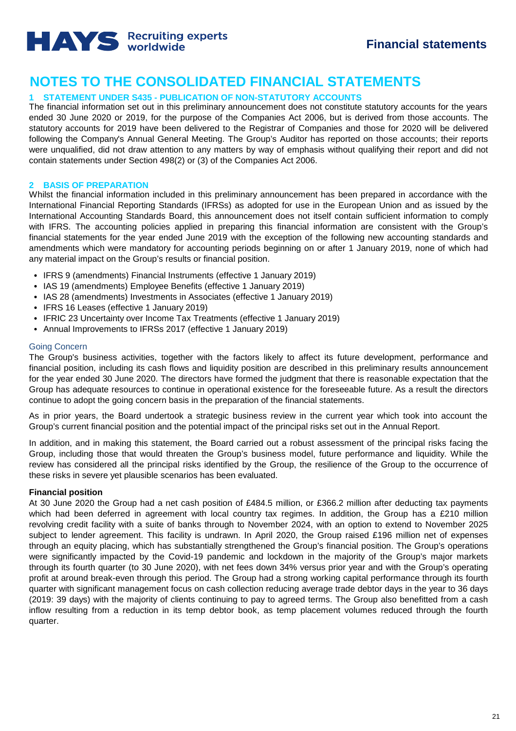# NOTES TO THE CONSOLIDATED FINANCIAL STATEMENTS

## 1 STATEMENT UNDER S435 - PUBLICATION OF NON-STATUTORY ACCOUNTS

The financial information set out in this preliminary announcement does not constitute statutory accounts for the years ended 30 June 2020 or 2019, for the purpose of the Companies Act 2006, but is derived from those accounts. The statutory accounts for 2019 have been delivered to the Registrar of Companies and those for 2020 will be delivered following the Company's Annual General Meeting. The Group's Auditor has reported on those accounts; their reports were unqualified, did not draw attention to any matters by way of emphasis without qualifying their report and did not contain statements under Section 498(2) or (3) of the Companies Act 2006.

## 2 BASIS OF PREPARATION

Whilst the financial information included in this preliminary announcement has been prepared in accordance with the International Financial Reporting Standards (IFRSs) as adopted for use in the European Union and as issued by the International Accounting Standards Board, this announcement does not itself contain sufficient information to comply with IFRS. The accounting policies applied in preparing this financial information are consistent with the Group's financial statements for the year ended June 2019 with the exception of the following new accounting standards and amendments which were mandatory for accounting periods beginning on or after 1 January 2019, none of which had any material impact on the Group's results or financial position.

- IFRS 9 (amendments) Financial Instruments (effective 1 January 2019)
- IAS 19 (amendments) Employee Benefits (effective 1 January 2019)
- IAS 28 (amendments) Investments in Associates (effective 1 January 2019)
- IFRS 16 Leases (effective 1 January 2019)
- IFRIC 23 Uncertainty over Income Tax Treatments (effective 1 January 2019)
- Annual Improvements to IFRSs 2017 (effective 1 January 2019)

### Going Concern

The Group's business activities, together with the factors likely to affect its future development, performance and financial position, including its cash flows and liquidity position are described in this preliminary results announcement for the year ended 30 June 2020. The directors have formed the judgment that there is reasonable expectation that the Group has adequate resources to continue in operational existence for the foreseeable future. As a result the directors continue to adopt the going concern basis in the preparation of the financial statements.

As in prior years, the Board undertook a strategic business review in the current year which took into account the Group's current financial position and the potential impact of the principal risks set out in the Annual Report.

In addition, and in making this statement, the Board carried out a robust assessment of the principal risks facing the Group, including those that would threaten the Group's business model, future performance and liquidity. While the review has considered all the principal risks identified by the Group, the resilience of the Group to the occurrence of these risks in severe yet plausible scenarios has been evaluated.

**Financial position**

At 30 June 2020 the Group had a net cash position of £484.5 million, or £366.2 million after deducting tax payments which had been deferred in agreement with local country tax regimes. In addition, the Group has a £210 million revolving credit facility with a suite of banks through to November 2024, with an option to extend to November 2025 subject to lender agreement. This facility is undrawn. In April 2020, the Group raised £196 million net of expenses through an equity placing, which has substantially strengthened the Group's financial position. The Group's operations were significantly impacted by the Covid-19 pandemic and lockdown in the majority of the Group's major markets through its fourth quarter (to 30 June 2020), with net fees down 34% versus prior year and with the Group's operating profit at around break-even through this period. The Group had a strong working capital performance through its fourth quarter with significant management focus on cash collection reducing average trade debtor days in the year to 36 days (2019: 39 days) with the majority of clients continuing to pay to agreed terms. The Group also benefitted from a cash inflow resulting from a reduction in its temp debtor book, as temp placement volumes reduced through the fourth quarter.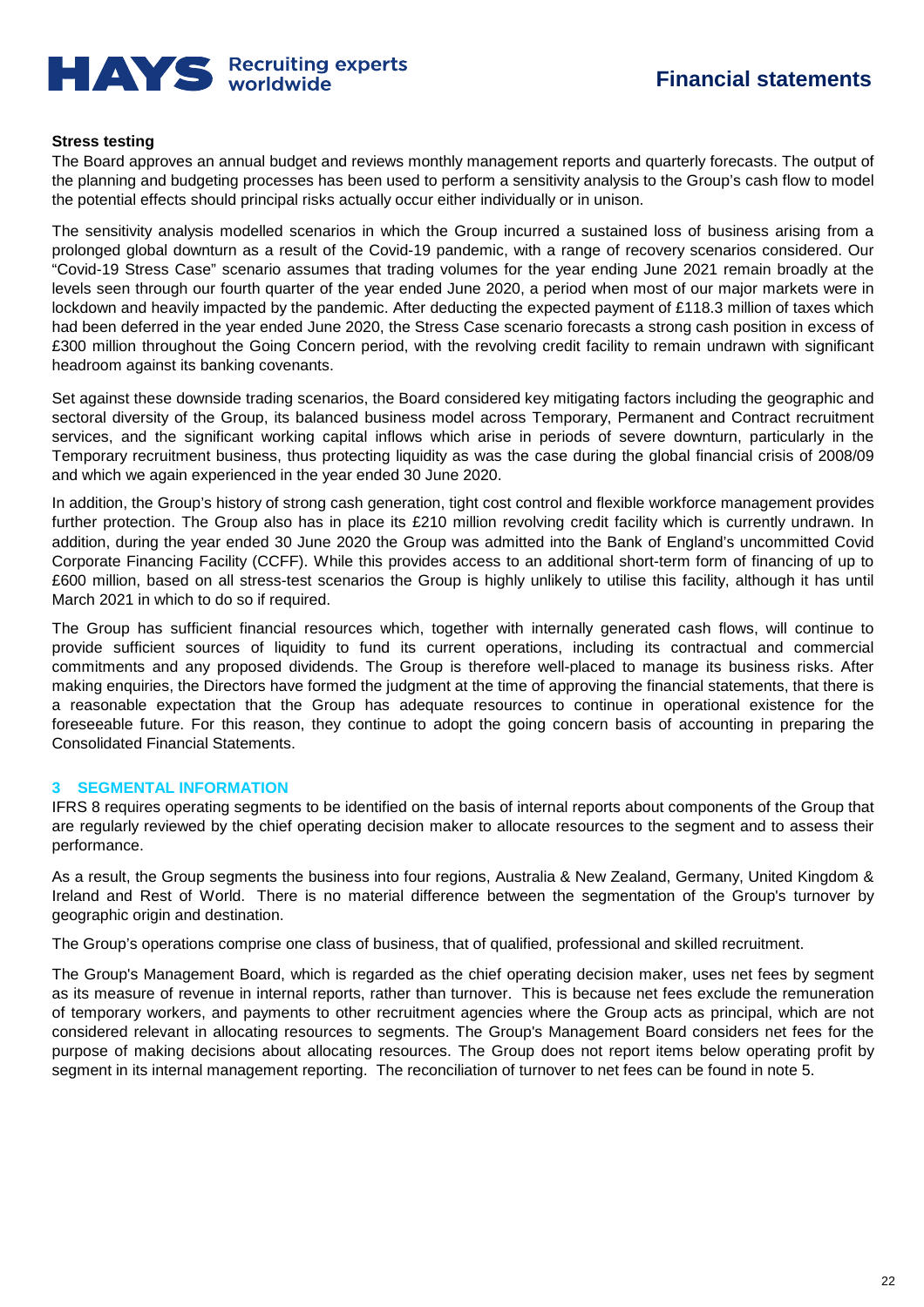**Stress testing**

The Board approves an annual budget and reviews monthly management reports and quarterly forecasts. The output of the planning and budgeting processes has been used to perform a sensitivity analysis to the Group's cash flow to model the potential effects should principal risks actually occur either individually or in unison.

The sensitivity analysis modelled scenarios in which the Group incurred a sustained loss of business arising from a prolonged global downturn as a result of the Covid-19 pandemic, with a range of recovery scenarios considered. Our "Covid-19 Stress Case" scenario assumes that trading volumes for the year ending June 2021 remain broadly at the levels seen through our fourth quarter of the year ended June 2020, a period when most of our major markets were in lockdown and heavily impacted by the pandemic. After deducting the expected payment of £118.3 million of taxes which had been deferred in the year ended June 2020, the Stress Case scenario forecasts a strong cash position in excess of £300 million throughout the Going Concern period, with the revolving credit facility to remain undrawn with significant headroom against its banking covenants.

Set against these downside trading scenarios, the Board considered key mitigating factors including the geographic and sectoral diversity of the Group, its balanced business model across Temporary, Permanent and Contract recruitment services, and the significant working capital inflows which arise in periods of severe downturn, particularly in the Temporary recruitment business, thus protecting liquidity as was the case during the global financial crisis of 2008/09 and which we again experienced in the year ended 30 June 2020.

In addition, the Group's history of strong cash generation, tight cost control and flexible workforce management provides further protection. The Group also has in place its £210 million revolving credit facility which is currently undrawn. In addition, during the year ended 30 June 2020 the Group was admitted into the Bank of England's uncommitted Covid Corporate Financing Facility (CCFF). While this provides access to an additional short-term form of financing of up to £600 million, based on all stress-test scenarios the Group is highly unlikely to utilise this facility, although it has until March 2021 in which to do so if required.

The Group has sufficient financial resources which, together with internally generated cash flows, will continue to provide sufficient sources of liquidity to fund its current operations, including its contractual and commercial commitments and any proposed dividends. The Group is therefore well-placed to manage its business risks. After making enquiries, the Directors have formed the judgment at the time of approving the financial statements, that there is a reasonable expectation that the Group has adequate resources to continue in operational existence for the foreseeable future. For this reason, they continue to adopt the going concern basis of accounting in preparing the Consolidated Financial Statements.

## 3 SEGMENTAL INFORMATION

IFRS 8 requires operating segments to be identified on the basis of internal reports about components of the Group that are regularly reviewed by the chief operating decision maker to allocate resources to the segment and to assess their performance.

As a result, the Group segments the business into four regions, Australia & New Zealand, Germany, United Kingdom & Ireland and Rest of World. There is no material difference between the segmentation of the Group's turnover by geographic origin and destination.

The Group's operations comprise one class of business, that of qualified, professional and skilled recruitment.

The Group's Management Board, which is regarded as the chief operating decision maker, uses net fees by segment as its measure of revenue in internal reports, rather than turnover. This is because net fees exclude the remuneration of temporary workers, and payments to other recruitment agencies where the Group acts as principal, which are not considered relevant in allocating resources to segments. The Group's Management Board considers net fees for the purpose of making decisions about allocating resources. The Group does not report items below operating profit by segment in its internal management reporting. The reconciliation of turnover to net fees can be found in note 5.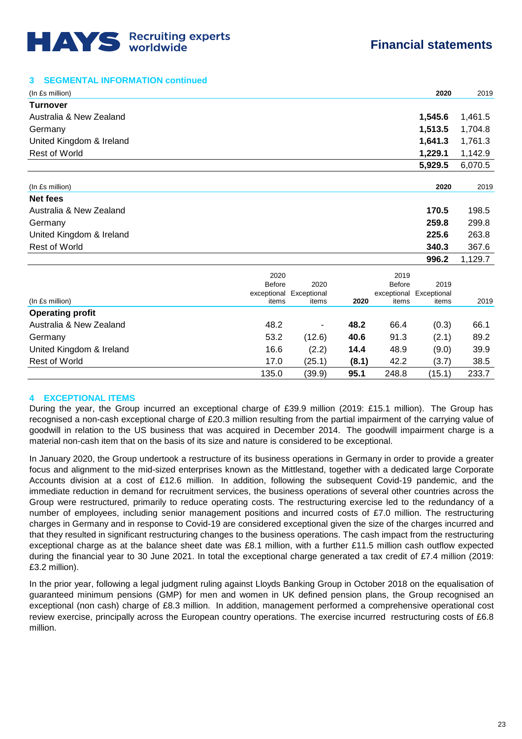## 3 SEGMENTAL INFORMATION continued

| (In £s million) | 2020 | 2019 |
|---|---|---|
| **Turnover** | | |
| Australia & New Zealand | **1,545.6** | 1,461.5 |
| Germany | **1,513.5** | 1,704.8 |
| United Kingdom & Ireland | **1,641.3** | 1,761.3 |
| Rest of World | **1,229.1** | 1,142.9 |
| | **5,929.5** | 6,070.5 |

| (In £s million) | 2020 | 2019 |
|---|---|---|
| **Net fees** | | |
| Australia & New Zealand | **170.5** | 198.5 |
| Germany | **259.8** | 299.8 |
| United Kingdom & Ireland | **225.6** | 263.8 |
| Rest of World | **340.3** | 367.6 |
| | **996.2** | 1,129.7 |

| (In £s million) | 2020 Before exceptional items | 2020 Exceptional items | 2020 | 2019 Before exceptional items | 2019 Exceptional items | 2019 |
|---|---|---|---|---|---|---|
| **Operating profit** | | | | | | |
| Australia & New Zealand | 48.2 | - | **48.2** | 66.4 | (0.3) | 66.1 |
| Germany | 53.2 | (12.6) | **40.6** | 91.3 | (2.1) | 89.2 |
| United Kingdom & Ireland | 16.6 | (2.2) | **14.4** | 48.9 | (9.0) | 39.9 |
| Rest of World | 17.0 | (25.1) | **(8.1)** | 42.2 | (3.7) | 38.5 |
| | 135.0 | (39.9) | **95.1** | 248.8 | (15.1) | 233.7 |

## 4 EXCEPTIONAL ITEMS

During the year, the Group incurred an exceptional charge of £39.9 million (2019: £15.1 million). The Group has recognised a non-cash exceptional charge of £20.3 million resulting from the partial impairment of the carrying value of goodwill in relation to the US business that was acquired in December 2014. The goodwill impairment charge is a material non-cash item that on the basis of its size and nature is considered to be exceptional.

In January 2020, the Group undertook a restructure of its business operations in Germany in order to provide a greater focus and alignment to the mid-sized enterprises known as the Mittlestand, together with a dedicated large Corporate Accounts division at a cost of £12.6 million. In addition, following the subsequent Covid-19 pandemic, and the immediate reduction in demand for recruitment services, the business operations of several other countries across the Group were restructured, primarily to reduce operating costs. The restructuring exercise led to the redundancy of a number of employees, including senior management positions and incurred costs of £7.0 million. The restructuring charges in Germany and in response to Covid-19 are considered exceptional given the size of the charges incurred and that they resulted in significant restructuring changes to the business operations. The cash impact from the restructuring exceptional charge as at the balance sheet date was £8.1 million, with a further £11.5 million cash outflow expected during the financial year to 30 June 2021. In total the exceptional charge generated a tax credit of £7.4 million (2019: £3.2 million).

In the prior year, following a legal judgment ruling against Lloyds Banking Group in October 2018 on the equalisation of guaranteed minimum pensions (GMP) for men and women in UK defined pension plans, the Group recognised an exceptional (non cash) charge of £8.3 million. In addition, management performed a comprehensive operational cost review exercise, principally across the European country operations. The exercise incurred restructuring costs of £6.8 million.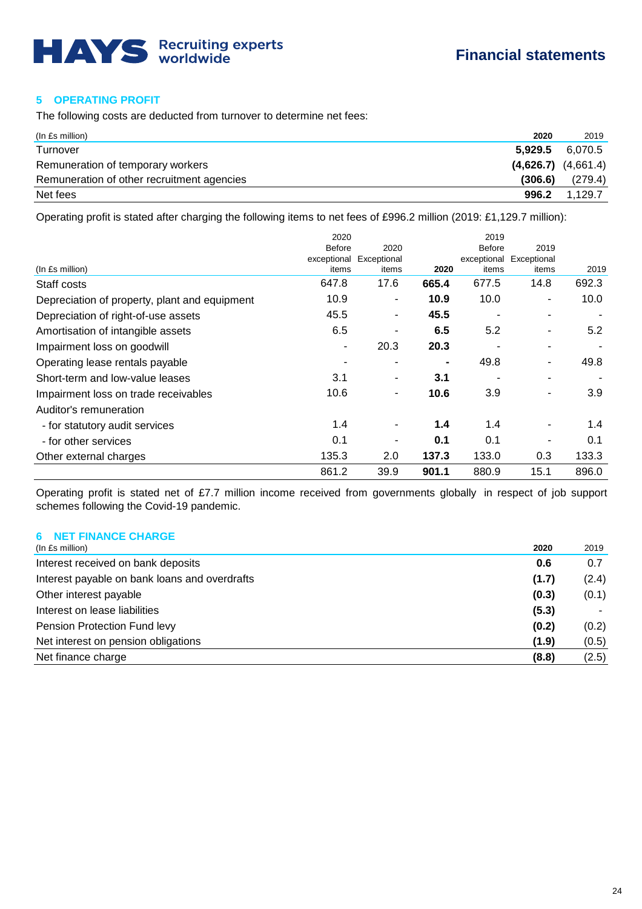## 5 OPERATING PROFIT

The following costs are deducted from turnover to determine net fees:

| (In £s million) | 2020 | 2019 |
|---|---|---|
| Turnover | **5,929.5** | 6,070.5 |
| Remuneration of temporary workers | **(4,626.7)** | (4,661.4) |
| Remuneration of other recruitment agencies | **(306.6)** | (279.4) |
| Net fees | **996.2** | 1,129.7 |

Operating profit is stated after charging the following items to net fees of £996.2 million (2019: £1,129.7 million):

| (In £s million) | 2020 Before exceptional items | 2020 Exceptional items | 2020 | 2019 Before exceptional items | 2019 Exceptional items | 2019 |
|---|---|---|---|---|---|---|
| Staff costs | 647.8 | 17.6 | **665.4** | 677.5 | 14.8 | 692.3 |
| Depreciation of property, plant and equipment | 10.9 | - | **10.9** | 10.0 | - | 10.0 |
| Depreciation of right-of-use assets | 45.5 | - | **45.5** | - | - | - |
| Amortisation of intangible assets | 6.5 | - | **6.5** | 5.2 | - | 5.2 |
| Impairment loss on goodwill | - | 20.3 | **20.3** | - | - | - |
| Operating lease rentals payable | - | - | **-** | 49.8 | - | 49.8 |
| Short-term and low-value leases | 3.1 | - | **3.1** | - | - | - |
| Impairment loss on trade receivables | 10.6 | - | **10.6** | 3.9 | - | 3.9 |
| Auditor's remuneration | | | | | | |
| - for statutory audit services | 1.4 | - | **1.4** | 1.4 | - | 1.4 |
| - for other services | 0.1 | - | **0.1** | 0.1 | - | 0.1 |
| Other external charges | 135.3 | 2.0 | **137.3** | 133.0 | 0.3 | 133.3 |
| | 861.2 | 39.9 | **901.1** | 880.9 | 15.1 | 896.0 |

Operating profit is stated net of £7.7 million income received from governments globally in respect of job support schemes following the Covid-19 pandemic.

## 6 NET FINANCE CHARGE

| (In £s million) | 2020 | 2019 |
|---|---|---|
| Interest received on bank deposits | **0.6** | 0.7 |
| Interest payable on bank loans and overdrafts | **(1.7)** | (2.4) |
| Other interest payable | **(0.3)** | (0.1) |
| Interest on lease liabilities | **(5.3)** | - |
| Pension Protection Fund levy | **(0.2)** | (0.2) |
| Net interest on pension obligations | **(1.9)** | (0.5) |
| Net finance charge | **(8.8)** | (2.5) |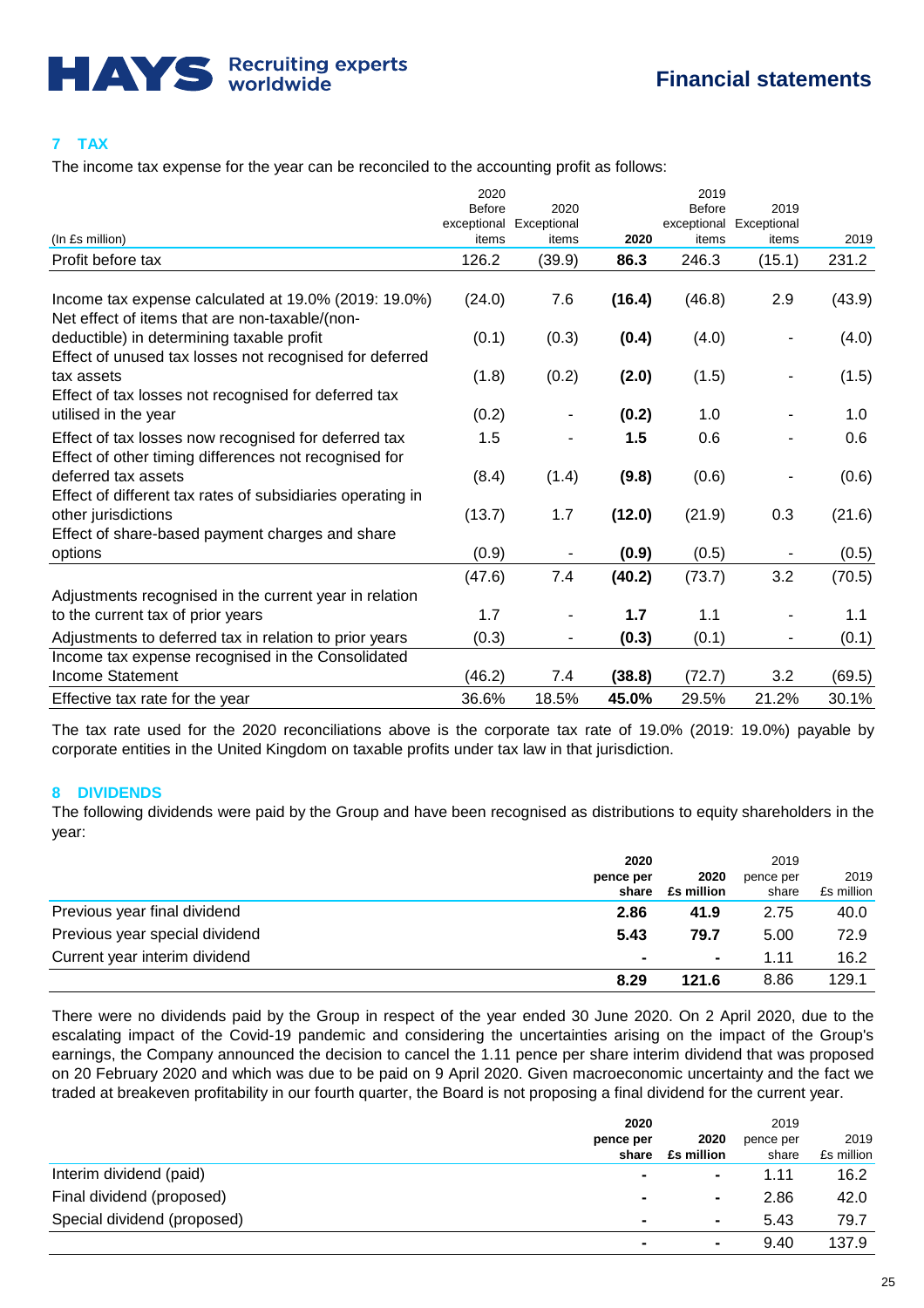## 7 TAX

The income tax expense for the year can be reconciled to the accounting profit as follows:

| (In £s million) | 2020 Before exceptional items | 2020 Exceptional items | 2020 | 2019 Before exceptional items | 2019 Exceptional items | 2019 |
|---|---|---|---|---|---|---|
| Profit before tax | 126.2 | (39.9) | **86.3** | 246.3 | (15.1) | 231.2 |
| Income tax expense calculated at 19.0% (2019: 19.0%) | (24.0) | 7.6 | **(16.4)** | (46.8) | 2.9 | (43.9) |
| Net effect of items that are non-taxable/(non-deductible) in determining taxable profit | (0.1) | (0.3) | **(0.4)** | (4.0) | - | (4.0) |
| Effect of unused tax losses not recognised for deferred tax assets | (1.8) | (0.2) | **(2.0)** | (1.5) | - | (1.5) |
| Effect of tax losses not recognised for deferred tax utilised in the year | (0.2) | - | **(0.2)** | 1.0 | - | 1.0 |
| Effect of tax losses now recognised for deferred tax | 1.5 | - | **1.5** | 0.6 | - | 0.6 |
| Effect of other timing differences not recognised for deferred tax assets | (8.4) | (1.4) | **(9.8)** | (0.6) | - | (0.6) |
| Effect of different tax rates of subsidiaries operating in other jurisdictions | (13.7) | 1.7 | **(12.0)** | (21.9) | 0.3 | (21.6) |
| Effect of share-based payment charges and share options | (0.9) | - | **(0.9)** | (0.5) | - | (0.5) |
| | (47.6) | 7.4 | **(40.2)** | (73.7) | 3.2 | (70.5) |
| Adjustments recognised in the current year in relation to the current tax of prior years | 1.7 | - | **1.7** | 1.1 | - | 1.1 |
| Adjustments to deferred tax in relation to prior years | (0.3) | - | **(0.3)** | (0.1) | - | (0.1) |
| Income tax expense recognised in the Consolidated Income Statement | (46.2) | 7.4 | **(38.8)** | (72.7) | 3.2 | (69.5) |
| Effective tax rate for the year | 36.6% | 18.5% | **45.0%** | 29.5% | 21.2% | 30.1% |

The tax rate used for the 2020 reconciliations above is the corporate tax rate of 19.0% (2019: 19.0%) payable by corporate entities in the United Kingdom on taxable profits under tax law in that jurisdiction.

## 8 DIVIDENDS

The following dividends were paid by the Group and have been recognised as distributions to equity shareholders in the year:

| | **2020 pence per share** | **2020 £s million** | 2019 pence per share | 2019 £s million |
|---|---|---|---|---|
| Previous year final dividend | **2.86** | **41.9** | 2.75 | 40.0 |
| Previous year special dividend | **5.43** | **79.7** | 5.00 | 72.9 |
| Current year interim dividend | **-** | **-** | 1.11 | 16.2 |
| | **8.29** | **121.6** | 8.86 | 129.1 |

There were no dividends paid by the Group in respect of the year ended 30 June 2020. On 2 April 2020, due to the escalating impact of the Covid-19 pandemic and considering the uncertainties arising on the impact of the Group's earnings, the Company announced the decision to cancel the 1.11 pence per share interim dividend that was proposed on 20 February 2020 and which was due to be paid on 9 April 2020. Given macroeconomic uncertainty and the fact we traded at breakeven profitability in our fourth quarter, the Board is not proposing a final dividend for the current year.

| | **2020 pence per share** | **2020 £s million** | 2019 pence per share | 2019 £s million |
|---|---|---|---|---|
| Interim dividend (paid) | **-** | **-** | 1.11 | 16.2 |
| Final dividend (proposed) | **-** | **-** | 2.86 | 42.0 |
| Special dividend (proposed) | **-** | **-** | 5.43 | 79.7 |
| | **-** | **-** | 9.40 | 137.9 |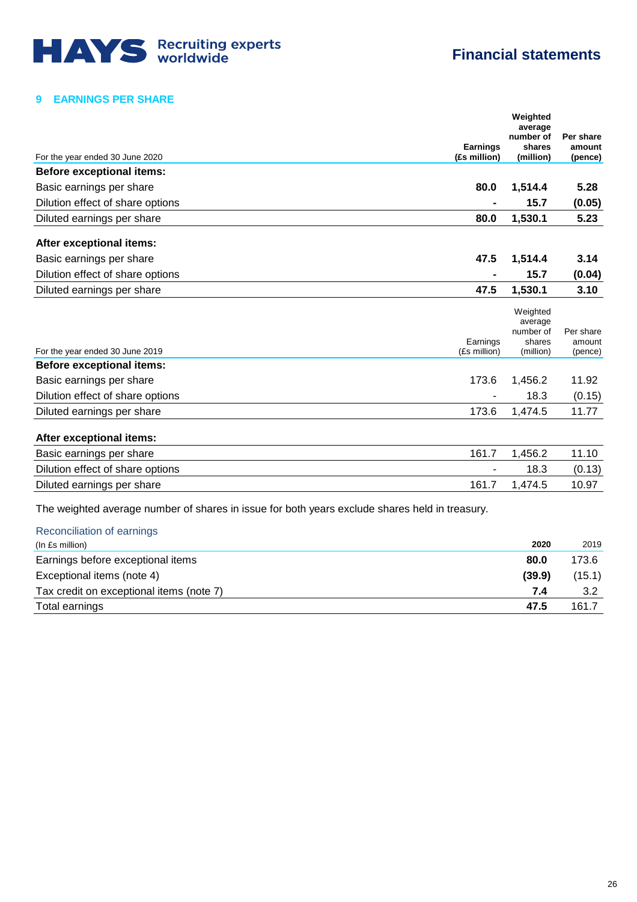## 9 EARNINGS PER SHARE

| For the year ended 30 June 2020 | Earnings (£s million) | Weighted average number of shares (million) | Per share amount (pence) |
|---|---|---|---|
| **Before exceptional items:** | | | |
| Basic earnings per share | **80.0** | **1,514.4** | **5.28** |
| Dilution effect of share options | **-** | **15.7** | **(0.05)** |
| Diluted earnings per share | **80.0** | **1,530.1** | **5.23** |
| **After exceptional items:** | | | |
| Basic earnings per share | **47.5** | **1,514.4** | **3.14** |
| Dilution effect of share options | **-** | **15.7** | **(0.04)** |
| Diluted earnings per share | **47.5** | **1,530.1** | **3.10** |

| For the year ended 30 June 2019 | Earnings (£s million) | Weighted average number of shares (million) | Per share amount (pence) |
|---|---|---|---|
| **Before exceptional items:** | | | |
| Basic earnings per share | 173.6 | 1,456.2 | 11.92 |
| Dilution effect of share options | - | 18.3 | (0.15) |
| Diluted earnings per share | 173.6 | 1,474.5 | 11.77 |
| **After exceptional items:** | | | |
| Basic earnings per share | 161.7 | 1,456.2 | 11.10 |
| Dilution effect of share options | - | 18.3 | (0.13) |
| Diluted earnings per share | 161.7 | 1,474.5 | 10.97 |

The weighted average number of shares in issue for both years exclude shares held in treasury.

### Reconciliation of earnings

| (In £s million) | 2020 | 2019 |
|---|---|---|
| Earnings before exceptional items | **80.0** | 173.6 |
| Exceptional items (note 4) | **(39.9)** | (15.1) |
| Tax credit on exceptional items (note 7) | **7.4** | 3.2 |
| Total earnings | **47.5** | 161.7 |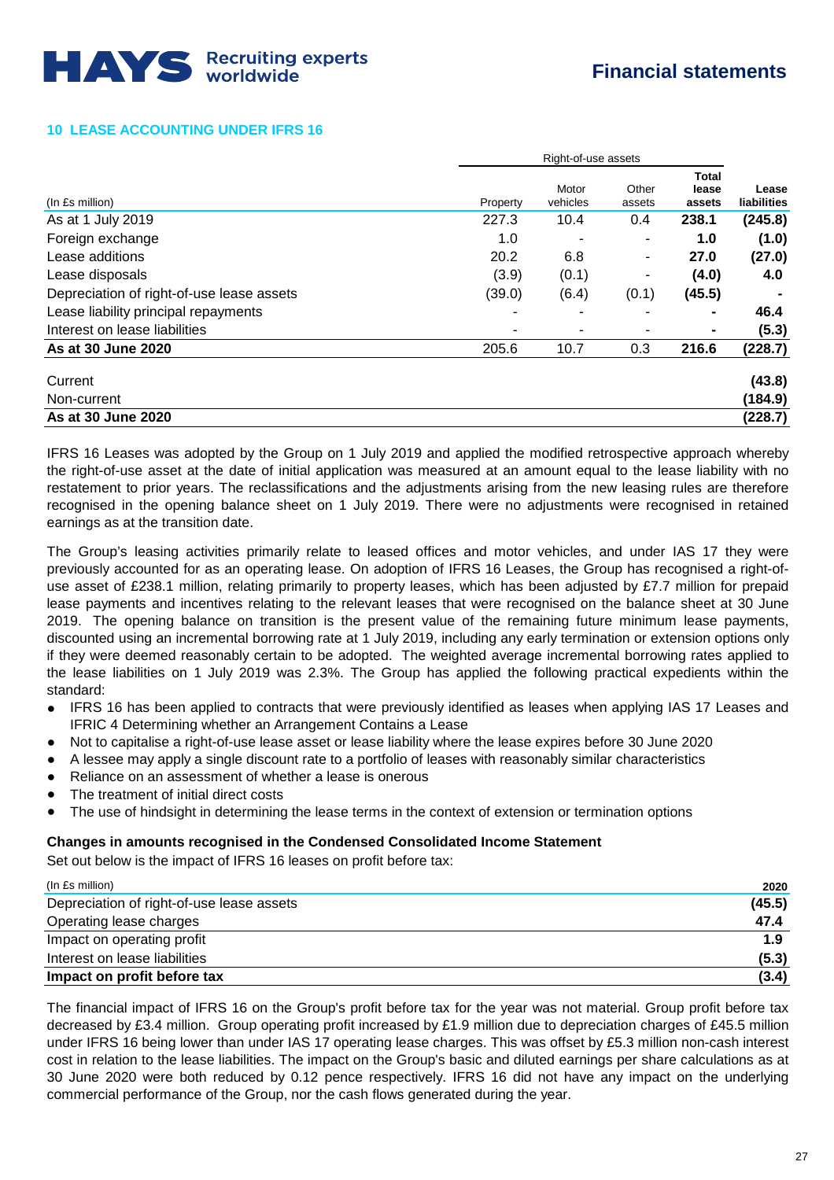## 10 LEASE ACCOUNTING UNDER IFRS 16

| (In £s million) | Right-of-use assets Property | Motor vehicles | Other assets | Total lease assets | Lease liabilities |
|---|---|---|---|---|---|
| As at 1 July 2019 | 227.3 | 10.4 | 0.4 | **238.1** | **(245.8)** |
| Foreign exchange | 1.0 | - | - | **1.0** | **(1.0)** |
| Lease additions | 20.2 | 6.8 | - | **27.0** | **(27.0)** |
| Lease disposals | (3.9) | (0.1) | - | **(4.0)** | **4.0** |
| Depreciation of right-of-use lease assets | (39.0) | (6.4) | (0.1) | **(45.5)** | **-** |
| Lease liability principal repayments | - | - | - | **-** | **46.4** |
| Interest on lease liabilities | - | - | - | **-** | **(5.3)** |
| **As at 30 June 2020** | 205.6 | 10.7 | 0.3 | **216.6** | **(228.7)** |
| | | | | | |
| Current | | | | | **(43.8)** |
| Non-current | | | | | **(184.9)** |
| **As at 30 June 2020** | | | | | **(228.7)** |

IFRS 16 Leases was adopted by the Group on 1 July 2019 and applied the modified retrospective approach whereby the right-of-use asset at the date of initial application was measured at an amount equal to the lease liability with no restatement to prior years. The reclassifications and the adjustments arising from the new leasing rules are therefore recognised in the opening balance sheet on 1 July 2019. There were no adjustments were recognised in retained earnings as at the transition date.

The Group's leasing activities primarily relate to leased offices and motor vehicles, and under IAS 17 they were previously accounted for as an operating lease. On adoption of IFRS 16 Leases, the Group has recognised a right-of-use asset of £238.1 million, relating primarily to property leases, which has been adjusted by £7.7 million for prepaid lease payments and incentives relating to the relevant leases that were recognised on the balance sheet at 30 June 2019. The opening balance on transition is the present value of the remaining future minimum lease payments, discounted using an incremental borrowing rate at 1 July 2019, including any early termination or extension options only if they were deemed reasonably certain to be adopted. The weighted average incremental borrowing rates applied to the lease liabilities on 1 July 2019 was 2.3%. The Group has applied the following practical expedients within the standard:

- IFRS 16 has been applied to contracts that were previously identified as leases when applying IAS 17 Leases and IFRIC 4 Determining whether an Arrangement Contains a Lease
- Not to capitalise a right-of-use lease asset or lease liability where the lease expires before 30 June 2020
- A lessee may apply a single discount rate to a portfolio of leases with reasonably similar characteristics
- Reliance on an assessment of whether a lease is onerous
- The treatment of initial direct costs
- The use of hindsight in determining the lease terms in the context of extension or termination options

**Changes in amounts recognised in the Condensed Consolidated Income Statement**

Set out below is the impact of IFRS 16 leases on profit before tax:

| (In £s million) | 2020 |
|---|---|
| Depreciation of right-of-use lease assets | **(45.5)** |
| Operating lease charges | **47.4** |
| Impact on operating profit | **1.9** |
| Interest on lease liabilities | **(5.3)** |
| **Impact on profit before tax** | **(3.4)** |

The financial impact of IFRS 16 on the Group's profit before tax for the year was not material. Group profit before tax decreased by £3.4 million. Group operating profit increased by £1.9 million due to depreciation charges of £45.5 million under IFRS 16 being lower than under IAS 17 operating lease charges. This was offset by £5.3 million non-cash interest cost in relation to the lease liabilities. The impact on the Group's basic and diluted earnings per share calculations as at 30 June 2020 were both reduced by 0.12 pence respectively. IFRS 16 did not have any impact on the underlying commercial performance of the Group, nor the cash flows generated during the year.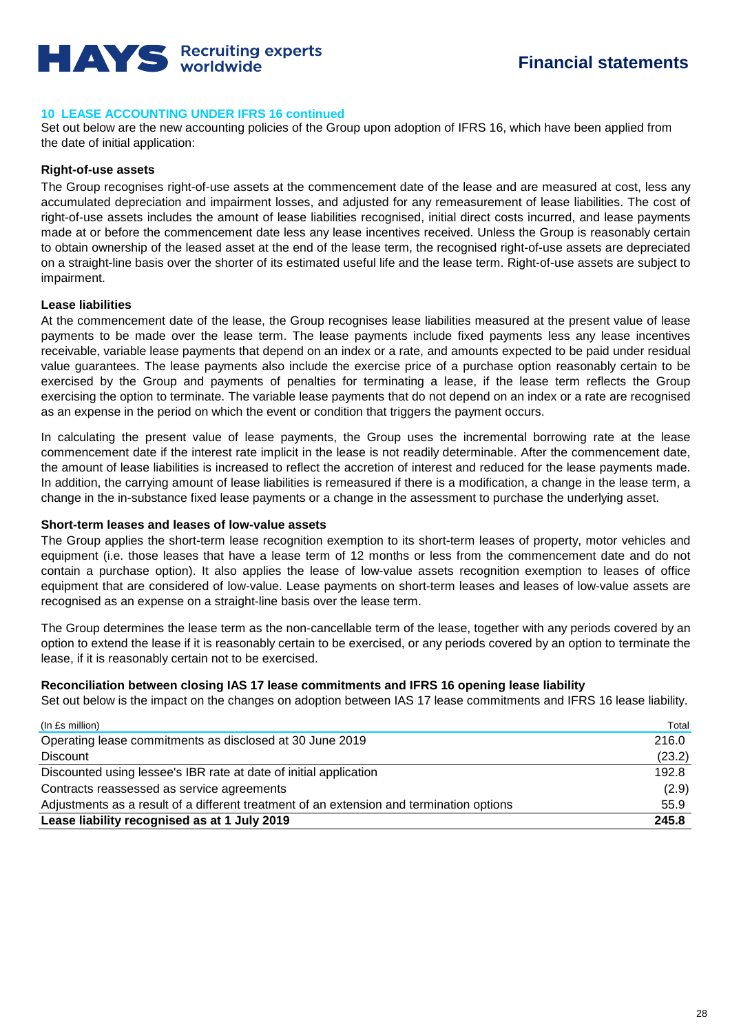## 10 LEASE ACCOUNTING UNDER IFRS 16 continued

Set out below are the new accounting policies of the Group upon adoption of IFRS 16, which have been applied from the date of initial application:

**Right-of-use assets**

The Group recognises right-of-use assets at the commencement date of the lease and are measured at cost, less any accumulated depreciation and impairment losses, and adjusted for any remeasurement of lease liabilities. The cost of right-of-use assets includes the amount of lease liabilities recognised, initial direct costs incurred, and lease payments made at or before the commencement date less any lease incentives received. Unless the Group is reasonably certain to obtain ownership of the leased asset at the end of the lease term, the recognised right-of-use assets are depreciated on a straight-line basis over the shorter of its estimated useful life and the lease term. Right-of-use assets are subject to impairment.

**Lease liabilities**

At the commencement date of the lease, the Group recognises lease liabilities measured at the present value of lease payments to be made over the lease term. The lease payments include fixed payments less any lease incentives receivable, variable lease payments that depend on an index or a rate, and amounts expected to be paid under residual value guarantees. The lease payments also include the exercise price of a purchase option reasonably certain to be exercised by the Group and payments of penalties for terminating a lease, if the lease term reflects the Group exercising the option to terminate. The variable lease payments that do not depend on an index or a rate are recognised as an expense in the period on which the event or condition that triggers the payment occurs.

In calculating the present value of lease payments, the Group uses the incremental borrowing rate at the lease commencement date if the interest rate implicit in the lease is not readily determinable. After the commencement date, the amount of lease liabilities is increased to reflect the accretion of interest and reduced for the lease payments made. In addition, the carrying amount of lease liabilities is remeasured if there is a modification, a change in the lease term, a change in the in-substance fixed lease payments or a change in the assessment to purchase the underlying asset.

**Short-term leases and leases of low-value assets**

The Group applies the short-term lease recognition exemption to its short-term leases of property, motor vehicles and equipment (i.e. those leases that have a lease term of 12 months or less from the commencement date and do not contain a purchase option). It also applies the lease of low-value assets recognition exemption to leases of office equipment that are considered of low-value. Lease payments on short-term leases and leases of low-value assets are recognised as an expense on a straight-line basis over the lease term.

The Group determines the lease term as the non-cancellable term of the lease, together with any periods covered by an option to extend the lease if it is reasonably certain to be exercised, or any periods covered by an option to terminate the lease, if it is reasonably certain not to be exercised.

**Reconciliation between closing IAS 17 lease commitments and IFRS 16 opening lease liability**

Set out below is the impact on the changes on adoption between IAS 17 lease commitments and IFRS 16 lease liability.

| (In £s million) | Total |
|---|---|
| Operating lease commitments as disclosed at 30 June 2019 | 216.0 |
| Discount | (23.2) |
| Discounted using lessee's IBR rate at date of initial application | 192.8 |
| Contracts reassessed as service agreements | (2.9) |
| Adjustments as a result of a different treatment of an extension and termination options | 55.9 |
| **Lease liability recognised as at 1 July 2019** | **245.8** |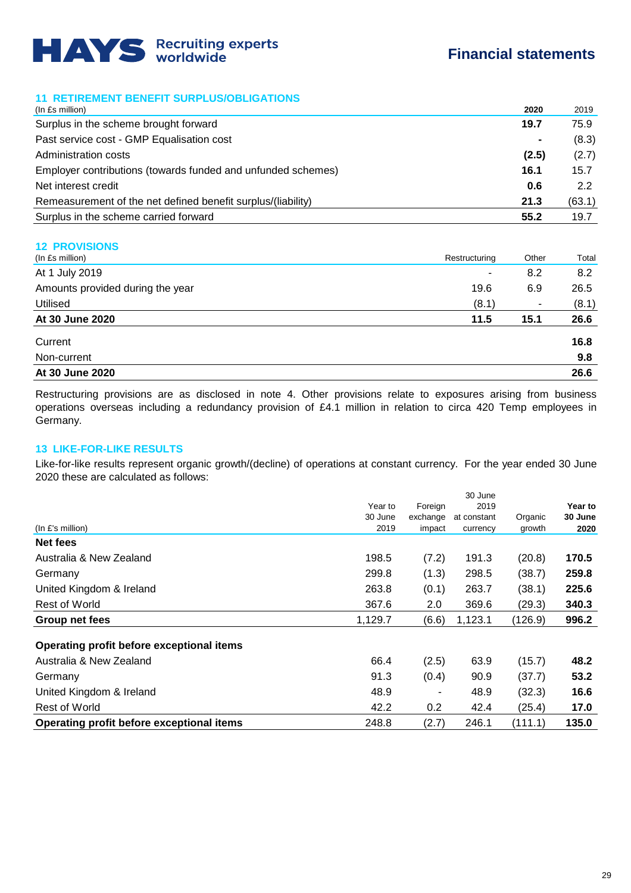## 11 RETIREMENT BENEFIT SURPLUS/OBLIGATIONS

| (In £s million) | **2020** | 2019 |
|---|---|---|
| Surplus in the scheme brought forward | **19.7** | 75.9 |
| Past service cost - GMP Equalisation cost | **-** | (8.3) |
| Administration costs | **(2.5)** | (2.7) |
| Employer contributions (towards funded and unfunded schemes) | **16.1** | 15.7 |
| Net interest credit | **0.6** | 2.2 |
| Remeasurement of the net defined benefit surplus/(liability) | **21.3** | (63.1) |
| Surplus in the scheme carried forward | **55.2** | 19.7 |

## 12 PROVISIONS

| (In £s million) | Restructuring | Other | Total |
|---|---|---|---|
| At 1 July 2019 | - | 8.2 | 8.2 |
| Amounts provided during the year | 19.6 | 6.9 | 26.5 |
| Utilised | (8.1) | - | (8.1) |
| **At 30 June 2020** | **11.5** | **15.1** | **26.6** |
| Current | | | **16.8** |
| Non-current | | | **9.8** |
| **At 30 June 2020** | | | **26.6** |

Restructuring provisions are as disclosed in note 4. Other provisions relate to exposures arising from business operations overseas including a redundancy provision of £4.1 million in relation to circa 420 Temp employees in Germany.

## 13 LIKE-FOR-LIKE RESULTS

Like-for-like results represent organic growth/(decline) of operations at constant currency. For the year ended 30 June 2020 these are calculated as follows:

| (In £'s million) | Year to 30 June 2019 | Foreign exchange impact | 30 June 2019 at constant currency | Organic growth | **Year to 30 June 2020** |
|---|---|---|---|---|---|
| **Net fees** | | | | | |
| Australia & New Zealand | 198.5 | (7.2) | 191.3 | (20.8) | **170.5** |
| Germany | 299.8 | (1.3) | 298.5 | (38.7) | **259.8** |
| United Kingdom & Ireland | 263.8 | (0.1) | 263.7 | (38.1) | **225.6** |
| Rest of World | 367.6 | 2.0 | 369.6 | (29.3) | **340.3** |
| **Group net fees** | 1,129.7 | (6.6) | 1,123.1 | (126.9) | **996.2** |
| | | | | | |
| **Operating profit before exceptional items** | | | | | |
| Australia & New Zealand | 66.4 | (2.5) | 63.9 | (15.7) | **48.2** |
| Germany | 91.3 | (0.4) | 90.9 | (37.7) | **53.2** |
| United Kingdom & Ireland | 48.9 | - | 48.9 | (32.3) | **16.6** |
| Rest of World | 42.2 | 0.2 | 42.4 | (25.4) | **17.0** |
| **Operating profit before exceptional items** | 248.8 | (2.7) | 246.1 | (111.1) | **135.0** |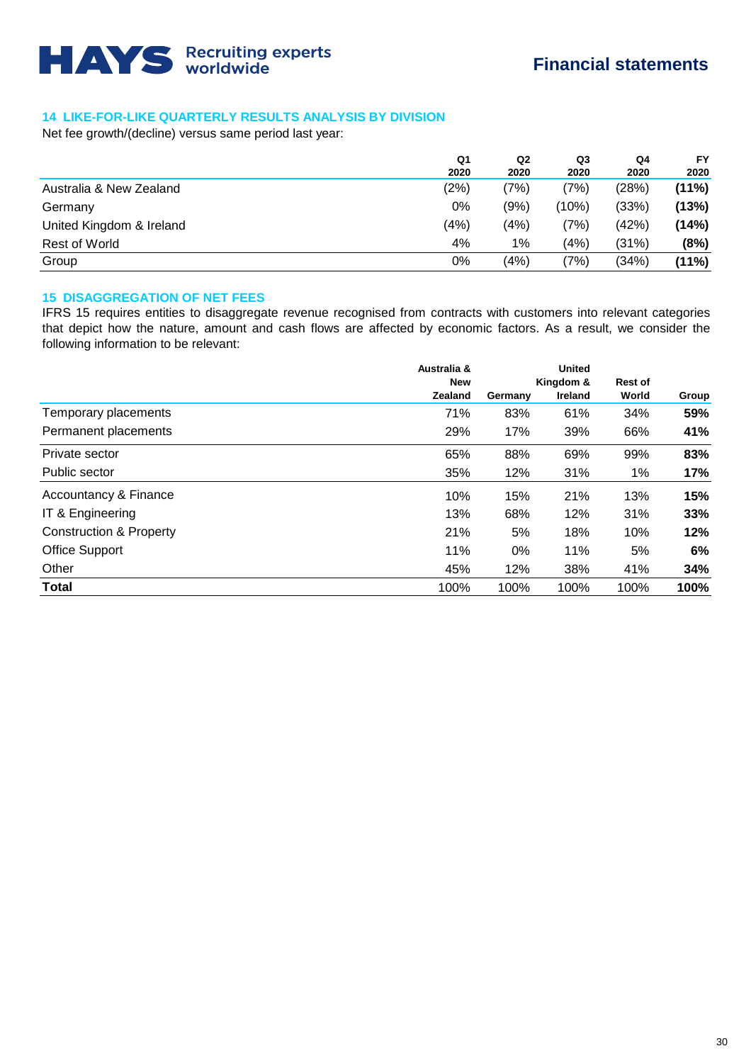## 14 LIKE-FOR-LIKE QUARTERLY RESULTS ANALYSIS BY DIVISION

Net fee growth/(decline) versus same period last year:

| | Q1 2020 | Q2 2020 | Q3 2020 | Q4 2020 | FY 2020 |
|---|---|---|---|---|---|
| Australia & New Zealand | (2%) | (7%) | (7%) | (28%) | **(11%)** |
| Germany | 0% | (9%) | (10%) | (33%) | **(13%)** |
| United Kingdom & Ireland | (4%) | (4%) | (7%) | (42%) | **(14%)** |
| Rest of World | 4% | 1% | (4%) | (31%) | **(8%)** |
| Group | 0% | (4%) | (7%) | (34%) | **(11%)** |

## 15 DISAGGREGATION OF NET FEES

IFRS 15 requires entities to disaggregate revenue recognised from contracts with customers into relevant categories that depict how the nature, amount and cash flows are affected by economic factors. As a result, we consider the following information to be relevant:

| | Australia & New Zealand | Germany | United Kingdom & Ireland | Rest of World | Group |
|---|---|---|---|---|---|
| Temporary placements | 71% | 83% | 61% | 34% | **59%** |
| Permanent placements | 29% | 17% | 39% | 66% | **41%** |
| Private sector | 65% | 88% | 69% | 99% | **83%** |
| Public sector | 35% | 12% | 31% | 1% | **17%** |
| Accountancy & Finance | 10% | 15% | 21% | 13% | **15%** |
| IT & Engineering | 13% | 68% | 12% | 31% | **33%** |
| Construction & Property | 21% | 5% | 18% | 10% | **12%** |
| Office Support | 11% | 0% | 11% | 5% | **6%** |
| Other | 45% | 12% | 38% | 41% | **34%** |
| **Total** | 100% | 100% | 100% | 100% | **100%** |